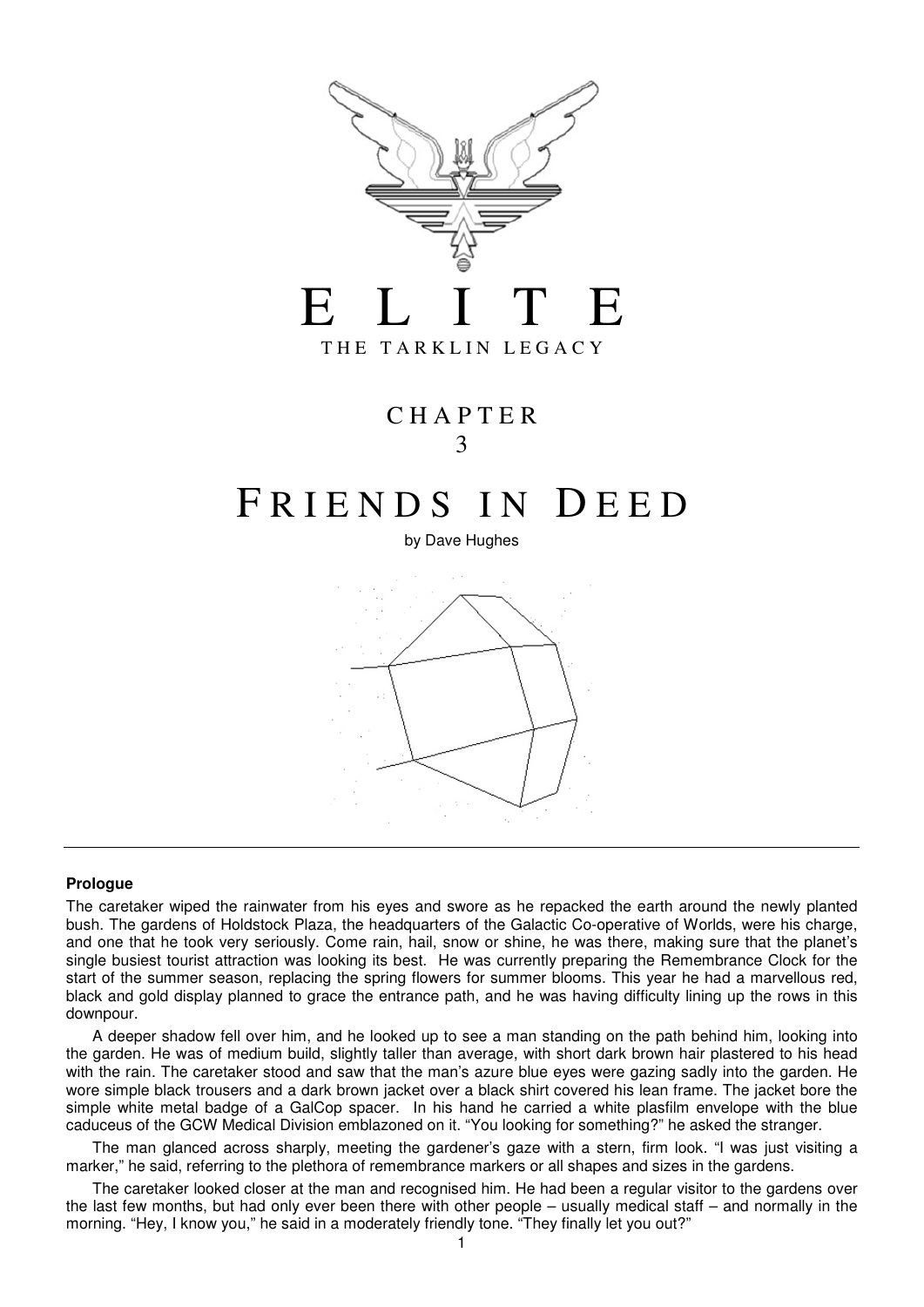# E L I T E

THE TARKLIN LEGACY

## CHAPTER 3

# FRIENDS IN DEED

by Dave Hughes

---

### Prologue

The caretaker wiped the rainwater from his eyes and swore as he repacked the earth around the newly planted bush. The gardens of Holdstock Plaza, the headquarters of the Galactic Co-operative of Worlds, were his charge, and one that he took very seriously. Come rain, hail, snow or shine, he was there, making sure that the planet's single busiest tourist attraction was looking its best. He was currently preparing the Remembrance Clock for the start of the summer season, replacing the spring flowers for summer blooms. This year he had a marvellous red, black and gold display planned to grace the entrance path, and he was having difficulty lining up the rows in this downpour.

A deeper shadow fell over him, and he looked up to see a man standing on the path behind him, looking into the garden. He was of medium build, slightly taller than average, with short dark brown hair plastered to his head with the rain. The caretaker stood and saw that the man's azure blue eyes were gazing sadly into the garden. He wore simple black trousers and a dark brown jacket over a black shirt covered his lean frame. The jacket bore the simple white metal badge of a GalCop spacer. In his hand he carried a white plasfilm envelope with the blue caduceus of the GCW Medical Division emblazoned on it. "You looking for something?" he asked the stranger.

The man glanced across sharply, meeting the gardener's gaze with a stern, firm look. "I was just visiting a marker," he said, referring to the plethora of remembrance markers or all shapes and sizes in the gardens.

The caretaker looked closer at the man and recognised him. He had been a regular visitor to the gardens over the last few months, but had only ever been there with other people – usually medical staff – and normally in the morning. "Hey, I know you," he said in a moderately friendly tone. "They finally let you out?"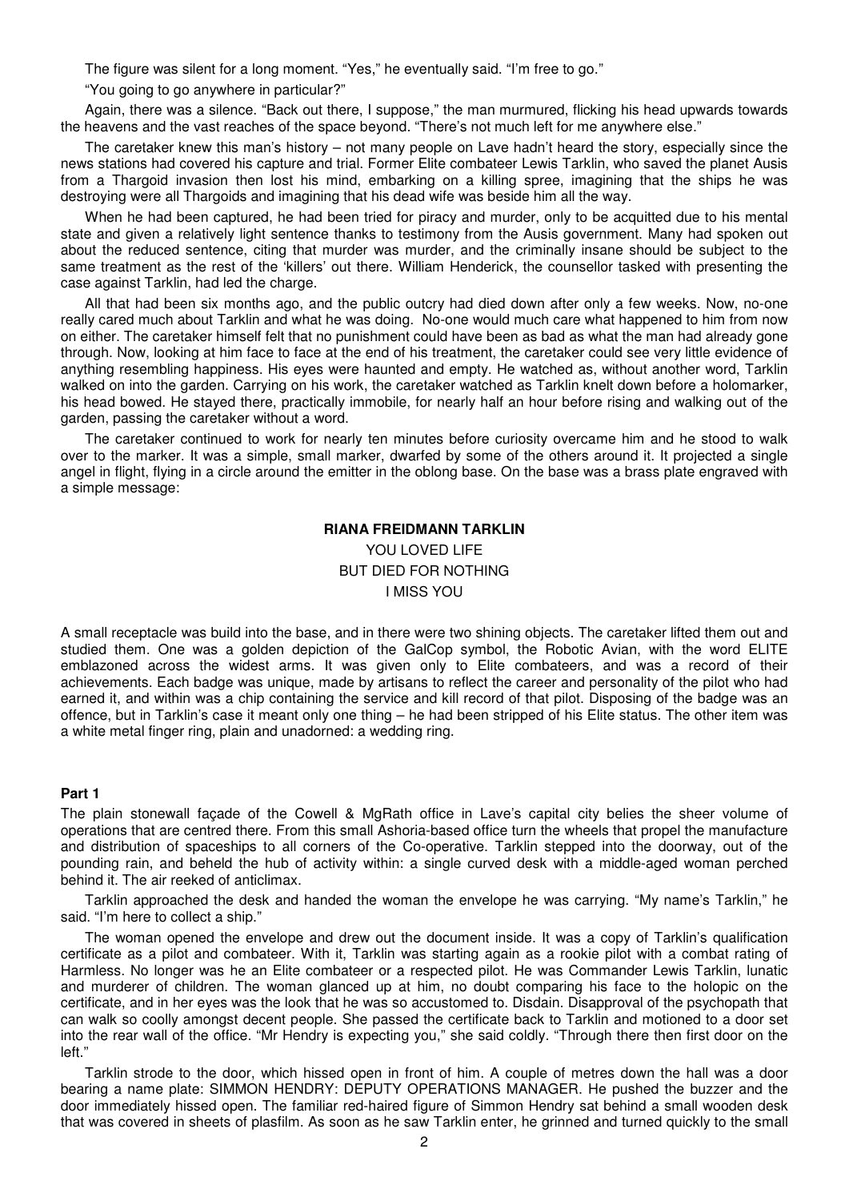The figure was silent for a long moment. "Yes," he eventually said. "I'm free to go."

"You going to go anywhere in particular?"

Again, there was a silence. "Back out there, I suppose," the man murmured, flicking his head upwards towards the heavens and the vast reaches of the space beyond. "There's not much left for me anywhere else."

The caretaker knew this man's history – not many people on Lave hadn't heard the story, especially since the news stations had covered his capture and trial. Former Elite combateer Lewis Tarklin, who saved the planet Ausis from a Thargoid invasion then lost his mind, embarking on a killing spree, imagining that the ships he was destroying were all Thargoids and imagining that his dead wife was beside him all the way.

When he had been captured, he had been tried for piracy and murder, only to be acquitted due to his mental state and given a relatively light sentence thanks to testimony from the Ausis government. Many had spoken out about the reduced sentence, citing that murder was murder, and the criminally insane should be subject to the same treatment as the rest of the 'killers' out there. William Henderick, the counsellor tasked with presenting the case against Tarklin, had led the charge.

All that had been six months ago, and the public outcry had died down after only a few weeks. Now, no-one really cared much about Tarklin and what he was doing. No-one would much care what happened to him from now on either. The caretaker himself felt that no punishment could have been as bad as what the man had already gone through. Now, looking at him face to face at the end of his treatment, the caretaker could see very little evidence of anything resembling happiness. His eyes were haunted and empty. He watched as, without another word, Tarklin walked on into the garden. Carrying on his work, the caretaker watched as Tarklin knelt down before a holomarker, his head bowed. He stayed there, practically immobile, for nearly half an hour before rising and walking out of the garden, passing the caretaker without a word.

The caretaker continued to work for nearly ten minutes before curiosity overcame him and he stood to walk over to the marker. It was a simple, small marker, dwarfed by some of the others around it. It projected a single angel in flight, flying in a circle around the emitter in the oblong base. On the base was a brass plate engraved with a simple message:

**RIANA FREIDMANN TARKLIN**
YOU LOVED LIFE
BUT DIED FOR NOTHING
I MISS YOU

A small receptacle was build into the base, and in there were two shining objects. The caretaker lifted them out and studied them. One was a golden depiction of the GalCop symbol, the Robotic Avian, with the word ELITE emblazoned across the widest arms. It was given only to Elite combateers, and was a record of their achievements. Each badge was unique, made by artisans to reflect the career and personality of the pilot who had earned it, and within was a chip containing the service and kill record of that pilot. Disposing of the badge was an offence, but in Tarklin's case it meant only one thing – he had been stripped of his Elite status. The other item was a white metal finger ring, plain and unadorned: a wedding ring.

**Part 1**

The plain stonewall façade of the Cowell & MgRath office in Lave's capital city belies the sheer volume of operations that are centred there. From this small Ashoria-based office turn the wheels that propel the manufacture and distribution of spaceships to all corners of the Co-operative. Tarklin stepped into the doorway, out of the pounding rain, and beheld the hub of activity within: a single curved desk with a middle-aged woman perched behind it. The air reeked of anticlimax.

Tarklin approached the desk and handed the woman the envelope he was carrying. "My name's Tarklin," he said. "I'm here to collect a ship."

The woman opened the envelope and drew out the document inside. It was a copy of Tarklin's qualification certificate as a pilot and combateer. With it, Tarklin was starting again as a rookie pilot with a combat rating of Harmless. No longer was he an Elite combateer or a respected pilot. He was Commander Lewis Tarklin, lunatic and murderer of children. The woman glanced up at him, no doubt comparing his face to the holopic on the certificate, and in her eyes was the look that he was so accustomed to. Disdain. Disapproval of the psychopath that can walk so coolly amongst decent people. She passed the certificate back to Tarklin and motioned to a door set into the rear wall of the office. "Mr Hendry is expecting you," she said coldly. "Through there then first door on the left."

Tarklin strode to the door, which hissed open in front of him. A couple of metres down the hall was a door bearing a name plate: SIMMON HENDRY: DEPUTY OPERATIONS MANAGER. He pushed the buzzer and the door immediately hissed open. The familiar red-haired figure of Simmon Hendry sat behind a small wooden desk that was covered in sheets of plasfilm. As soon as he saw Tarklin enter, he grinned and turned quickly to the small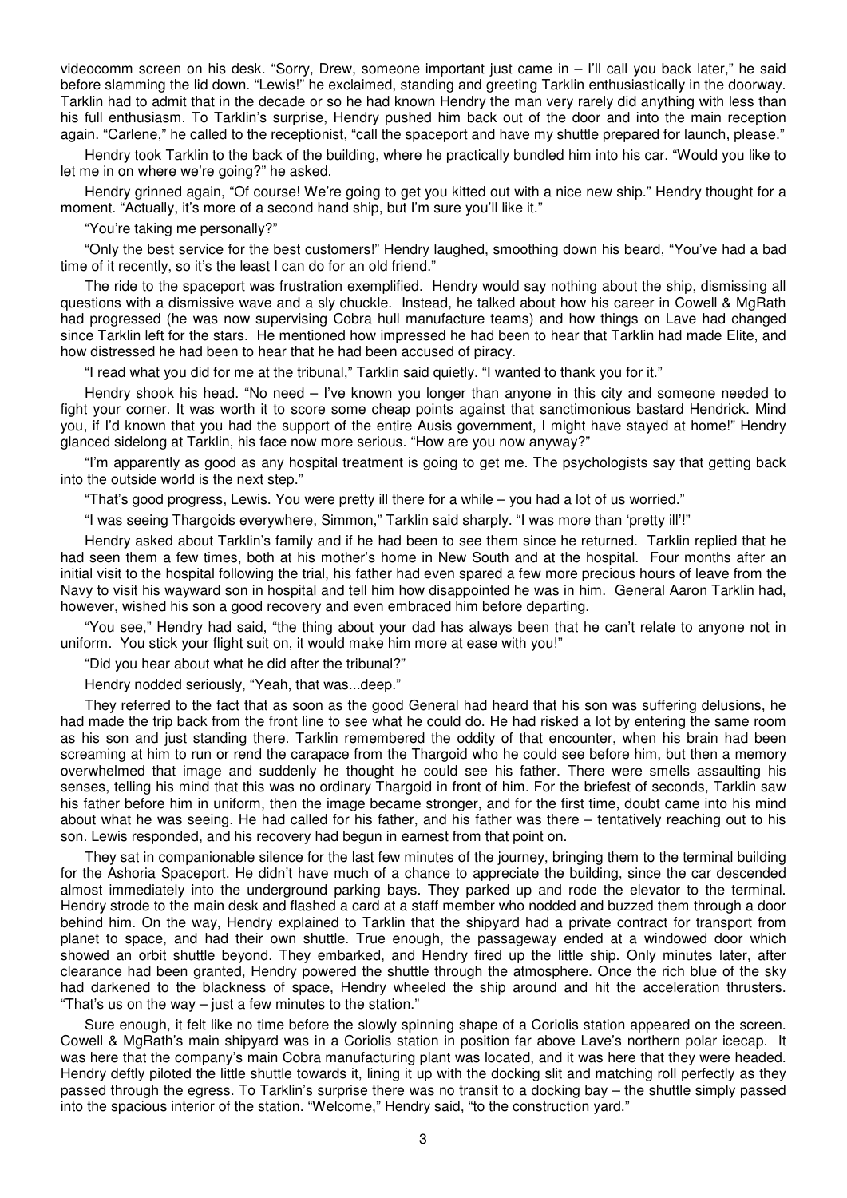videocomm screen on his desk. "Sorry, Drew, someone important just came in – I'll call you back later," he said before slamming the lid down. "Lewis!" he exclaimed, standing and greeting Tarklin enthusiastically in the doorway. Tarklin had to admit that in the decade or so he had known Hendry the man very rarely did anything with less than his full enthusiasm. To Tarklin's surprise, Hendry pushed him back out of the door and into the main reception again. "Carlene," he called to the receptionist, "call the spaceport and have my shuttle prepared for launch, please."

Hendry took Tarklin to the back of the building, where he practically bundled him into his car. "Would you like to let me in on where we're going?" he asked.

Hendry grinned again, "Of course! We're going to get you kitted out with a nice new ship." Hendry thought for a moment. "Actually, it's more of a second hand ship, but I'm sure you'll like it."

"You're taking me personally?"

"Only the best service for the best customers!" Hendry laughed, smoothing down his beard, "You've had a bad time of it recently, so it's the least I can do for an old friend."

The ride to the spaceport was frustration exemplified. Hendry would say nothing about the ship, dismissing all questions with a dismissive wave and a sly chuckle. Instead, he talked about how his career in Cowell & MgRath had progressed (he was now supervising Cobra hull manufacture teams) and how things on Lave had changed since Tarklin left for the stars. He mentioned how impressed he had been to hear that Tarklin had made Elite, and how distressed he had been to hear that he had been accused of piracy.

"I read what you did for me at the tribunal," Tarklin said quietly. "I wanted to thank you for it."

Hendry shook his head. "No need – I've known you longer than anyone in this city and someone needed to fight your corner. It was worth it to score some cheap points against that sanctimonious bastard Hendrick. Mind you, if I'd known that you had the support of the entire Ausis government, I might have stayed at home!" Hendry glanced sidelong at Tarklin, his face now more serious. "How are you now anyway?"

"I'm apparently as good as any hospital treatment is going to get me. The psychologists say that getting back into the outside world is the next step."

"That's good progress, Lewis. You were pretty ill there for a while – you had a lot of us worried."

"I was seeing Thargoids everywhere, Simmon," Tarklin said sharply. "I was more than 'pretty ill'!"

Hendry asked about Tarklin's family and if he had been to see them since he returned. Tarklin replied that he had seen them a few times, both at his mother's home in New South and at the hospital. Four months after an initial visit to the hospital following the trial, his father had even spared a few more precious hours of leave from the Navy to visit his wayward son in hospital and tell him how disappointed he was in him. General Aaron Tarklin had, however, wished his son a good recovery and even embraced him before departing.

"You see," Hendry had said, "the thing about your dad has always been that he can't relate to anyone not in uniform. You stick your flight suit on, it would make him more at ease with you!"

"Did you hear about what he did after the tribunal?"

Hendry nodded seriously, "Yeah, that was...deep."

They referred to the fact that as soon as the good General had heard that his son was suffering delusions, he had made the trip back from the front line to see what he could do. He had risked a lot by entering the same room as his son and just standing there. Tarklin remembered the oddity of that encounter, when his brain had been screaming at him to run or rend the carapace from the Thargoid who he could see before him, but then a memory overwhelmed that image and suddenly he thought he could see his father. There were smells assaulting his senses, telling his mind that this was no ordinary Thargoid in front of him. For the briefest of seconds, Tarklin saw his father before him in uniform, then the image became stronger, and for the first time, doubt came into his mind about what he was seeing. He had called for his father, and his father was there – tentatively reaching out to his son. Lewis responded, and his recovery had begun in earnest from that point on.

They sat in companionable silence for the last few minutes of the journey, bringing them to the terminal building for the Ashoria Spaceport. He didn't have much of a chance to appreciate the building, since the car descended almost immediately into the underground parking bays. They parked up and rode the elevator to the terminal. Hendry strode to the main desk and flashed a card at a staff member who nodded and buzzed them through a door behind him. On the way, Hendry explained to Tarklin that the shipyard had a private contract for transport from planet to space, and had their own shuttle. True enough, the passageway ended at a windowed door which showed an orbit shuttle beyond. They embarked, and Hendry fired up the little ship. Only minutes later, after clearance had been granted, Hendry powered the shuttle through the atmosphere. Once the rich blue of the sky had darkened to the blackness of space, Hendry wheeled the ship around and hit the acceleration thrusters. "That's us on the way – just a few minutes to the station."

Sure enough, it felt like no time before the slowly spinning shape of a Coriolis station appeared on the screen. Cowell & MgRath's main shipyard was in a Coriolis station in position far above Lave's northern polar icecap. It was here that the company's main Cobra manufacturing plant was located, and it was here that they were headed. Hendry deftly piloted the little shuttle towards it, lining it up with the docking slit and matching roll perfectly as they passed through the egress. To Tarklin's surprise there was no transit to a docking bay – the shuttle simply passed into the spacious interior of the station. "Welcome," Hendry said, "to the construction yard."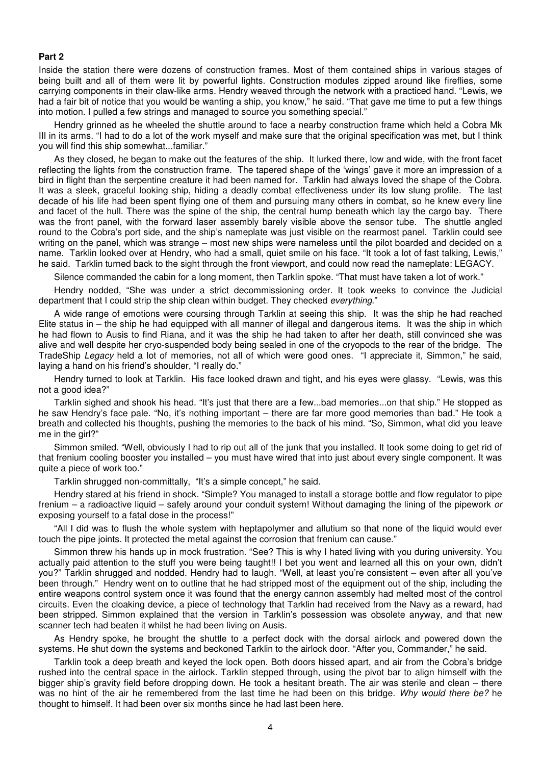**Part 2**

Inside the station there were dozens of construction frames. Most of them contained ships in various stages of being built and all of them were lit by powerful lights. Construction modules zipped around like fireflies, some carrying components in their claw-like arms. Hendry weaved through the network with a practiced hand. "Lewis, we had a fair bit of notice that you would be wanting a ship, you know," he said. "That gave me time to put a few things into motion. I pulled a few strings and managed to source you something special."

Hendry grinned as he wheeled the shuttle around to face a nearby construction frame which held a Cobra Mk III in its arms. "I had to do a lot of the work myself and make sure that the original specification was met, but I think you will find this ship somewhat...familiar."

As they closed, he began to make out the features of the ship. It lurked there, low and wide, with the front facet reflecting the lights from the construction frame. The tapered shape of the 'wings' gave it more an impression of a bird in flight than the serpentine creature it had been named for. Tarklin had always loved the shape of the Cobra. It was a sleek, graceful looking ship, hiding a deadly combat effectiveness under its low slung profile. The last decade of his life had been spent flying one of them and pursuing many others in combat, so he knew every line and facet of the hull. There was the spine of the ship, the central hump beneath which lay the cargo bay. There was the front panel, with the forward laser assembly barely visible above the sensor tube. The shuttle angled round to the Cobra's port side, and the ship's nameplate was just visible on the rearmost panel. Tarklin could see writing on the panel, which was strange – most new ships were nameless until the pilot boarded and decided on a name. Tarklin looked over at Hendry, who had a small, quiet smile on his face. "It took a lot of fast talking, Lewis," he said. Tarklin turned back to the sight through the front viewport, and could now read the nameplate: LEGACY.

Silence commanded the cabin for a long moment, then Tarklin spoke. "That must have taken a lot of work."

Hendry nodded, "She was under a strict decommissioning order. It took weeks to convince the Judicial department that I could strip the ship clean within budget. They checked *everything*."

A wide range of emotions were coursing through Tarklin at seeing this ship. It was the ship he had reached Elite status in – the ship he had equipped with all manner of illegal and dangerous items. It was the ship in which he had flown to Ausis to find Riana, and it was the ship he had taken to after her death, still convinced she was alive and well despite her cryo-suspended body being sealed in one of the cryopods to the rear of the bridge. The TradeShip *Legacy* held a lot of memories, not all of which were good ones. "I appreciate it, Simmon," he said, laying a hand on his friend's shoulder, "I really do."

Hendry turned to look at Tarklin. His face looked drawn and tight, and his eyes were glassy. "Lewis, was this not a good idea?"

Tarklin sighed and shook his head. "It's just that there are a few...bad memories...on that ship." He stopped as he saw Hendry's face pale. "No, it's nothing important – there are far more good memories than bad." He took a breath and collected his thoughts, pushing the memories to the back of his mind. "So, Simmon, what did you leave me in the girl?"

Simmon smiled. "Well, obviously I had to rip out all of the junk that you installed. It took some doing to get rid of that frenium cooling booster you installed – you must have wired that into just about every single component. It was quite a piece of work too."

Tarklin shrugged non-committally, "It's a simple concept," he said.

Hendry stared at his friend in shock. "Simple? You managed to install a storage bottle and flow regulator to pipe frenium – a radioactive liquid – safely around your conduit system! Without damaging the lining of the pipework *or* exposing yourself to a fatal dose in the process!"

"All I did was to flush the whole system with heptapolymer and allutium so that none of the liquid would ever touch the pipe joints. It protected the metal against the corrosion that frenium can cause."

Simmon threw his hands up in mock frustration. "See? This is why I hated living with you during university. You actually paid attention to the stuff you were being taught!! I bet you went and learned all this on your own, didn't you?" Tarklin shrugged and nodded. Hendry had to laugh. "Well, at least you're consistent – even after all you've been through." Hendry went on to outline that he had stripped most of the equipment out of the ship, including the entire weapons control system once it was found that the energy cannon assembly had melted most of the control circuits. Even the cloaking device, a piece of technology that Tarklin had received from the Navy as a reward, had been stripped. Simmon explained that the version in Tarklin's possession was obsolete anyway, and that new scanner tech had beaten it whilst he had been living on Ausis.

As Hendry spoke, he brought the shuttle to a perfect dock with the dorsal airlock and powered down the systems. He shut down the systems and beckoned Tarklin to the airlock door. "After you, Commander," he said.

Tarklin took a deep breath and keyed the lock open. Both doors hissed apart, and air from the Cobra's bridge rushed into the central space in the airlock. Tarklin stepped through, using the pivot bar to align himself with the bigger ship's gravity field before dropping down. He took a hesitant breath. The air was sterile and clean – there was no hint of the air he remembered from the last time he had been on this bridge. *Why would there be?* he thought to himself. It had been over six months since he had last been here.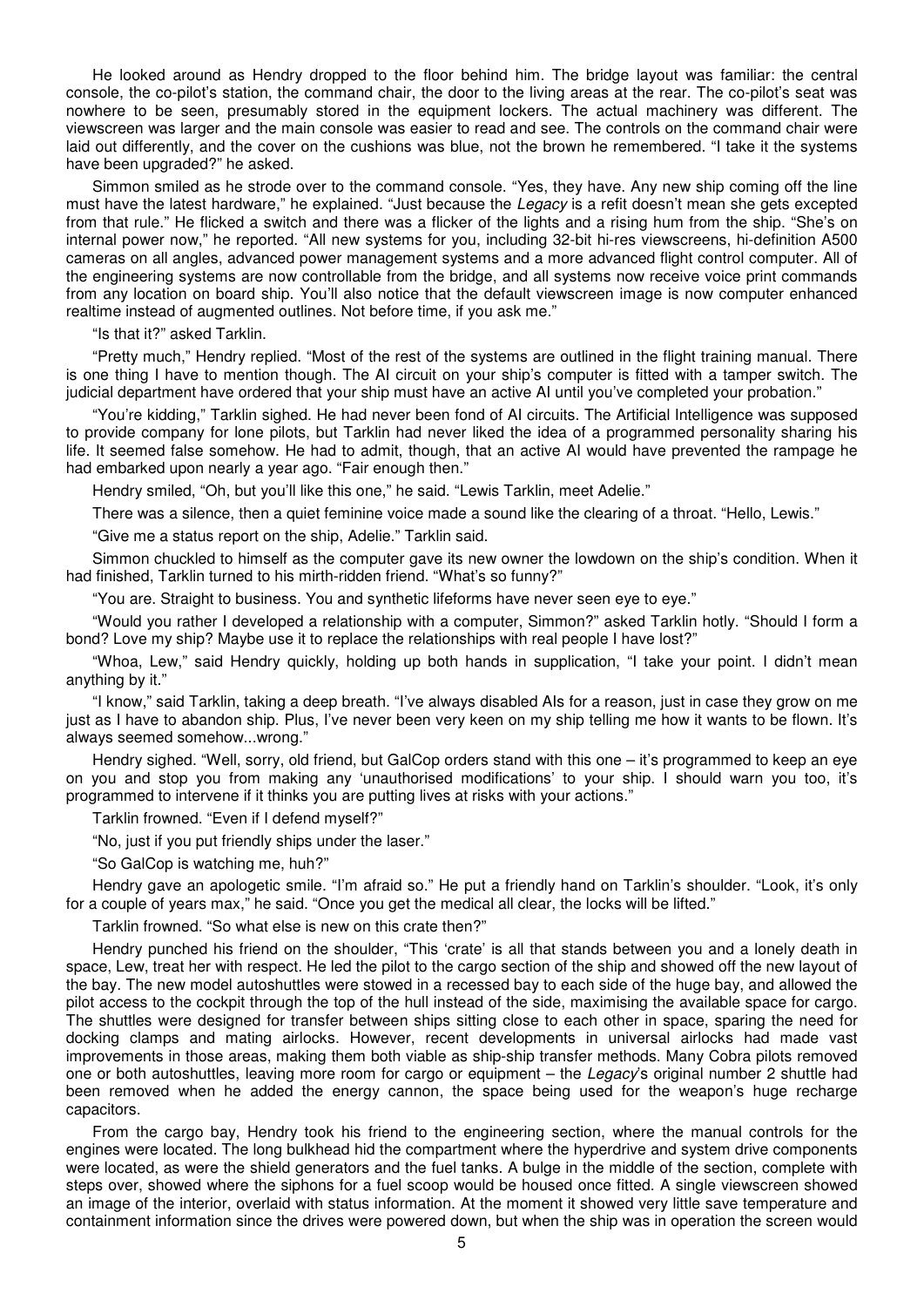He looked around as Hendry dropped to the floor behind him. The bridge layout was familiar: the central console, the co-pilot's station, the command chair, the door to the living areas at the rear. The co-pilot's seat was nowhere to be seen, presumably stored in the equipment lockers. The actual machinery was different. The viewscreen was larger and the main console was easier to read and see. The controls on the command chair were laid out differently, and the cover on the cushions was blue, not the brown he remembered. "I take it the systems have been upgraded?" he asked.

Simmon smiled as he strode over to the command console. "Yes, they have. Any new ship coming off the line must have the latest hardware," he explained. "Just because the *Legacy* is a refit doesn't mean she gets excepted from that rule." He flicked a switch and there was a flicker of the lights and a rising hum from the ship. "She's on internal power now," he reported. "All new systems for you, including 32-bit hi-res viewscreens, hi-definition A500 cameras on all angles, advanced power management systems and a more advanced flight control computer. All of the engineering systems are now controllable from the bridge, and all systems now receive voice print commands from any location on board ship. You'll also notice that the default viewscreen image is now computer enhanced realtime instead of augmented outlines. Not before time, if you ask me."

"Is that it?" asked Tarklin.

"Pretty much," Hendry replied. "Most of the rest of the systems are outlined in the flight training manual. There is one thing I have to mention though. The AI circuit on your ship's computer is fitted with a tamper switch. The judicial department have ordered that your ship must have an active AI until you've completed your probation."

"You're kidding," Tarklin sighed. He had never been fond of AI circuits. The Artificial Intelligence was supposed to provide company for lone pilots, but Tarklin had never liked the idea of a programmed personality sharing his life. It seemed false somehow. He had to admit, though, that an active AI would have prevented the rampage he had embarked upon nearly a year ago. "Fair enough then."

Hendry smiled, "Oh, but you'll like this one," he said. "Lewis Tarklin, meet Adelie."

There was a silence, then a quiet feminine voice made a sound like the clearing of a throat. "Hello, Lewis."

"Give me a status report on the ship, Adelie." Tarklin said.

Simmon chuckled to himself as the computer gave its new owner the lowdown on the ship's condition. When it had finished, Tarklin turned to his mirth-ridden friend. "What's so funny?"

"You are. Straight to business. You and synthetic lifeforms have never seen eye to eye."

"Would you rather I developed a relationship with a computer, Simmon?" asked Tarklin hotly. "Should I form a bond? Love my ship? Maybe use it to replace the relationships with real people I have lost?"

"Whoa, Lew," said Hendry quickly, holding up both hands in supplication, "I take your point. I didn't mean anything by it."

"I know," said Tarklin, taking a deep breath. "I've always disabled AIs for a reason, just in case they grow on me just as I have to abandon ship. Plus, I've never been very keen on my ship telling me how it wants to be flown. It's always seemed somehow...wrong."

Hendry sighed. "Well, sorry, old friend, but GalCop orders stand with this one – it's programmed to keep an eye on you and stop you from making any 'unauthorised modifications' to your ship. I should warn you too, it's programmed to intervene if it thinks you are putting lives at risks with your actions."

Tarklin frowned. "Even if I defend myself?"

"No, just if you put friendly ships under the laser."

"So GalCop is watching me, huh?"

Hendry gave an apologetic smile. "I'm afraid so." He put a friendly hand on Tarklin's shoulder. "Look, it's only for a couple of years max," he said. "Once you get the medical all clear, the locks will be lifted."

Tarklin frowned. "So what else is new on this crate then?"

Hendry punched his friend on the shoulder, "This 'crate' is all that stands between you and a lonely death in space, Lew, treat her with respect. He led the pilot to the cargo section of the ship and showed off the new layout of the bay. The new model autoshuttles were stowed in a recessed bay to each side of the huge bay, and allowed the pilot access to the cockpit through the top of the hull instead of the side, maximising the available space for cargo. The shuttles were designed for transfer between ships sitting close to each other in space, sparing the need for docking clamps and mating airlocks. However, recent developments in universal airlocks had made vast improvements in those areas, making them both viable as ship-ship transfer methods. Many Cobra pilots removed one or both autoshuttles, leaving more room for cargo or equipment – the *Legacy*'s original number 2 shuttle had been removed when he added the energy cannon, the space being used for the weapon's huge recharge capacitors.

From the cargo bay, Hendry took his friend to the engineering section, where the manual controls for the engines were located. The long bulkhead hid the compartment where the hyperdrive and system drive components were located, as were the shield generators and the fuel tanks. A bulge in the middle of the section, complete with steps over, showed where the siphons for a fuel scoop would be housed once fitted. A single viewscreen showed an image of the interior, overlaid with status information. At the moment it showed very little save temperature and containment information since the drives were powered down, but when the ship was in operation the screen would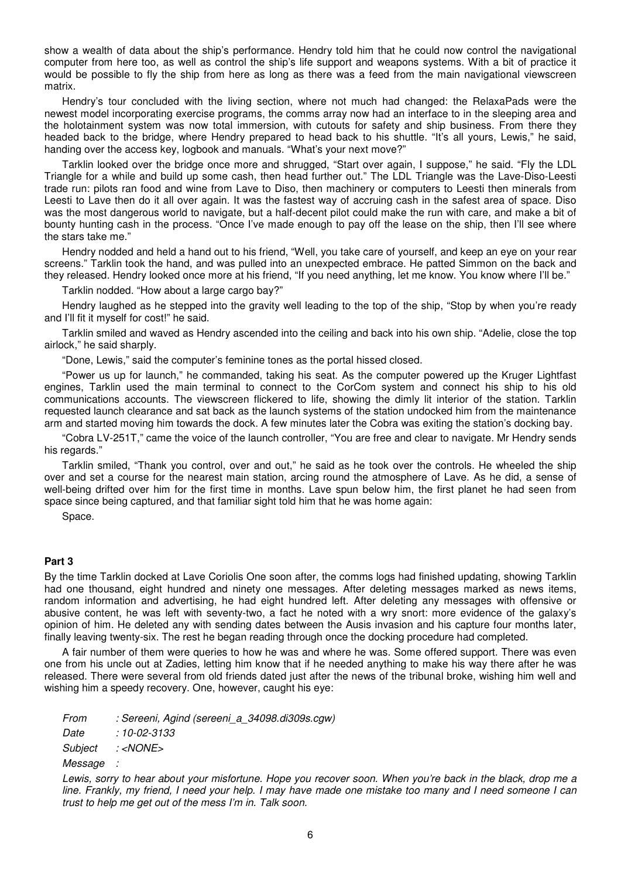show a wealth of data about the ship's performance. Hendry told him that he could now control the navigational computer from here too, as well as control the ship's life support and weapons systems. With a bit of practice it would be possible to fly the ship from here as long as there was a feed from the main navigational viewscreen matrix.

Hendry's tour concluded with the living section, where not much had changed: the RelaxaPads were the newest model incorporating exercise programs, the comms array now had an interface to in the sleeping area and the holotainment system was now total immersion, with cutouts for safety and ship business. From there they headed back to the bridge, where Hendry prepared to head back to his shuttle. "It's all yours, Lewis," he said, handing over the access key, logbook and manuals. "What's your next move?"

Tarklin looked over the bridge once more and shrugged, "Start over again, I suppose," he said. "Fly the LDL Triangle for a while and build up some cash, then head further out." The LDL Triangle was the Lave-Diso-Leesti trade run: pilots ran food and wine from Lave to Diso, then machinery or computers to Leesti then minerals from Leesti to Lave then do it all over again. It was the fastest way of accruing cash in the safest area of space. Diso was the most dangerous world to navigate, but a half-decent pilot could make the run with care, and make a bit of bounty hunting cash in the process. "Once I've made enough to pay off the lease on the ship, then I'll see where the stars take me."

Hendry nodded and held a hand out to his friend, "Well, you take care of yourself, and keep an eye on your rear screens." Tarklin took the hand, and was pulled into an unexpected embrace. He patted Simmon on the back and they released. Hendry looked once more at his friend, "If you need anything, let me know. You know where I'll be."

Tarklin nodded. "How about a large cargo bay?"

Hendry laughed as he stepped into the gravity well leading to the top of the ship, "Stop by when you're ready and I'll fit it myself for cost!" he said.

Tarklin smiled and waved as Hendry ascended into the ceiling and back into his own ship. "Adelie, close the top airlock," he said sharply.

"Done, Lewis," said the computer's feminine tones as the portal hissed closed.

"Power us up for launch," he commanded, taking his seat. As the computer powered up the Kruger Lightfast engines, Tarklin used the main terminal to connect to the CorCom system and connect his ship to his old communications accounts. The viewscreen flickered to life, showing the dimly lit interior of the station. Tarklin requested launch clearance and sat back as the launch systems of the station undocked him from the maintenance arm and started moving him towards the dock. A few minutes later the Cobra was exiting the station's docking bay.

"Cobra LV-251T," came the voice of the launch controller, "You are free and clear to navigate. Mr Hendry sends his regards."

Tarklin smiled, "Thank you control, over and out," he said as he took over the controls. He wheeled the ship over and set a course for the nearest main station, arcing round the atmosphere of Lave. As he did, a sense of well-being drifted over him for the first time in months. Lave spun below him, the first planet he had seen from space since being captured, and that familiar sight told him that he was home again:

Space.

**Part 3**

By the time Tarklin docked at Lave Coriolis One soon after, the comms logs had finished updating, showing Tarklin had one thousand, eight hundred and ninety one messages. After deleting messages marked as news items, random information and advertising, he had eight hundred left. After deleting any messages with offensive or abusive content, he was left with seventy-two, a fact he noted with a wry snort: more evidence of the galaxy's opinion of him. He deleted any with sending dates between the Ausis invasion and his capture four months later, finally leaving twenty-six. The rest he began reading through once the docking procedure had completed.

A fair number of them were queries to how he was and where he was. Some offered support. There was even one from his uncle out at Zadies, letting him know that if he needed anything to make his way there after he was released. There were several from old friends dated just after the news of the tribunal broke, wishing him well and wishing him a speedy recovery. One, however, caught his eye:

*From : Sereeni, Agind (sereeni_a_34098.di309s.cgw)*
*Date : 10-02-3133*
*Subject : <NONE>*
*Message :*

*Lewis, sorry to hear about your misfortune. Hope you recover soon. When you're back in the black, drop me a line. Frankly, my friend, I need your help. I may have made one mistake too many and I need someone I can trust to help me get out of the mess I'm in. Talk soon.*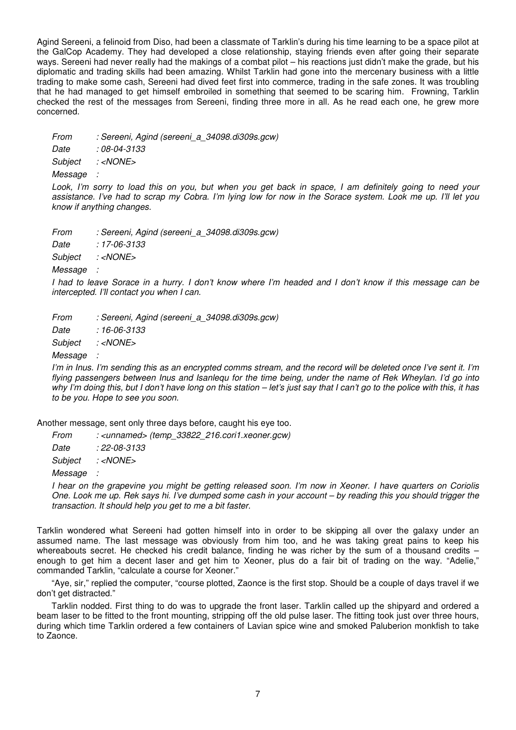Agind Sereeni, a felinoid from Diso, had been a classmate of Tarklin's during his time learning to be a space pilot at the GalCop Academy. They had developed a close relationship, staying friends even after going their separate ways. Sereeni had never really had the makings of a combat pilot – his reactions just didn't make the grade, but his diplomatic and trading skills had been amazing. Whilst Tarklin had gone into the mercenary business with a little trading to make some cash, Sereeni had dived feet first into commerce, trading in the safe zones. It was troubling that he had managed to get himself embroiled in something that seemed to be scaring him. Frowning, Tarklin checked the rest of the messages from Sereeni, finding three more in all. As he read each one, he grew more concerned.

*From : Sereeni, Agind (sereeni_a_34098.di309s.gcw)*
*Date : 08-04-3133*
*Subject : <NONE>*
*Message :*

*Look, I'm sorry to load this on you, but when you get back in space, I am definitely going to need your assistance. I've had to scrap my Cobra. I'm lying low for now in the Sorace system. Look me up. I'll let you know if anything changes.*

*From : Sereeni, Agind (sereeni_a_34098.di309s.gcw)*
*Date : 17-06-3133*
*Subject : <NONE>*
*Message :*

*I had to leave Sorace in a hurry. I don't know where I'm headed and I don't know if this message can be intercepted. I'll contact you when I can.*

*From : Sereeni, Agind (sereeni_a_34098.di309s.gcw)*
*Date : 16-06-3133*
*Subject : <NONE>*
*Message :*

*I'm in Inus. I'm sending this as an encrypted comms stream, and the record will be deleted once I've sent it. I'm flying passengers between Inus and Isanlequ for the time being, under the name of Rek Wheylan. I'd go into why I'm doing this, but I don't have long on this station – let's just say that I can't go to the police with this, it has to be you. Hope to see you soon.*

Another message, sent only three days before, caught his eye too.

*From : <unnamed> (temp_33822_216.cori1.xeoner.gcw)*
*Date : 22-08-3133*
*Subject : <NONE>*
*Message :*

*I hear on the grapevine you might be getting released soon. I'm now in Xeoner. I have quarters on Coriolis One. Look me up. Rek says hi. I've dumped some cash in your account – by reading this you should trigger the transaction. It should help you get to me a bit faster.*

Tarklin wondered what Sereeni had gotten himself into in order to be skipping all over the galaxy under an assumed name. The last message was obviously from him too, and he was taking great pains to keep his whereabouts secret. He checked his credit balance, finding he was richer by the sum of a thousand credits – enough to get him a decent laser and get him to Xeoner, plus do a fair bit of trading on the way. "Adelie," commanded Tarklin, "calculate a course for Xeoner."

"Aye, sir," replied the computer, "course plotted, Zaonce is the first stop. Should be a couple of days travel if we don't get distracted."

Tarklin nodded. First thing to do was to upgrade the front laser. Tarklin called up the shipyard and ordered a beam laser to be fitted to the front mounting, stripping off the old pulse laser. The fitting took just over three hours, during which time Tarklin ordered a few containers of Lavian spice wine and smoked Paluberion monkfish to take to Zaonce.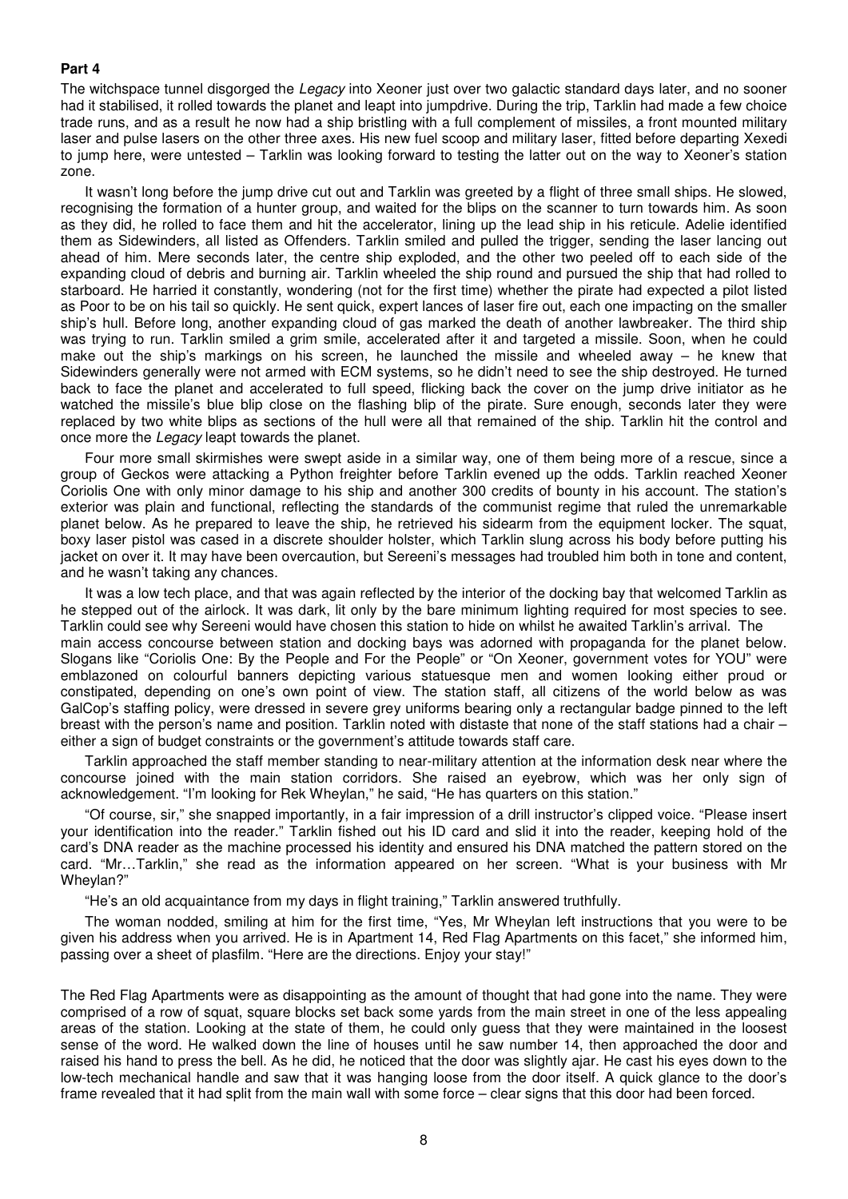**Part 4**

The witchspace tunnel disgorged the *Legacy* into Xeoner just over two galactic standard days later, and no sooner had it stabilised, it rolled towards the planet and leapt into jumpdrive. During the trip, Tarklin had made a few choice trade runs, and as a result he now had a ship bristling with a full complement of missiles, a front mounted military laser and pulse lasers on the other three axes. His new fuel scoop and military laser, fitted before departing Xexedi to jump here, were untested – Tarklin was looking forward to testing the latter out on the way to Xeoner's station zone.

It wasn't long before the jump drive cut out and Tarklin was greeted by a flight of three small ships. He slowed, recognising the formation of a hunter group, and waited for the blips on the scanner to turn towards him. As soon as they did, he rolled to face them and hit the accelerator, lining up the lead ship in his reticule. Adelie identified them as Sidewinders, all listed as Offenders. Tarklin smiled and pulled the trigger, sending the laser lancing out ahead of him. Mere seconds later, the centre ship exploded, and the other two peeled off to each side of the expanding cloud of debris and burning air. Tarklin wheeled the ship round and pursued the ship that had rolled to starboard. He harried it constantly, wondering (not for the first time) whether the pirate had expected a pilot listed as Poor to be on his tail so quickly. He sent quick, expert lances of laser fire out, each one impacting on the smaller ship's hull. Before long, another expanding cloud of gas marked the death of another lawbreaker. The third ship was trying to run. Tarklin smiled a grim smile, accelerated after it and targeted a missile. Soon, when he could make out the ship's markings on his screen, he launched the missile and wheeled away – he knew that Sidewinders generally were not armed with ECM systems, so he didn't need to see the ship destroyed. He turned back to face the planet and accelerated to full speed, flicking back the cover on the jump drive initiator as he watched the missile's blue blip close on the flashing blip of the pirate. Sure enough, seconds later they were replaced by two white blips as sections of the hull were all that remained of the ship. Tarklin hit the control and once more the *Legacy* leapt towards the planet.

Four more small skirmishes were swept aside in a similar way, one of them being more of a rescue, since a group of Geckos were attacking a Python freighter before Tarklin evened up the odds. Tarklin reached Xeoner Coriolis One with only minor damage to his ship and another 300 credits of bounty in his account. The station's exterior was plain and functional, reflecting the standards of the communist regime that ruled the unremarkable planet below. As he prepared to leave the ship, he retrieved his sidearm from the equipment locker. The squat, boxy laser pistol was cased in a discrete shoulder holster, which Tarklin slung across his body before putting his jacket on over it. It may have been overcaution, but Sereeni's messages had troubled him both in tone and content, and he wasn't taking any chances.

It was a low tech place, and that was again reflected by the interior of the docking bay that welcomed Tarklin as he stepped out of the airlock. It was dark, lit only by the bare minimum lighting required for most species to see. Tarklin could see why Sereeni would have chosen this station to hide on whilst he awaited Tarklin's arrival. The main access concourse between station and docking bays was adorned with propaganda for the planet below. Slogans like "Coriolis One: By the People and For the People" or "On Xeoner, government votes for YOU" were emblazoned on colourful banners depicting various statuesque men and women looking either proud or constipated, depending on one's own point of view. The station staff, all citizens of the world below as was GalCop's staffing policy, were dressed in severe grey uniforms bearing only a rectangular badge pinned to the left breast with the person's name and position. Tarklin noted with distaste that none of the staff stations had a chair – either a sign of budget constraints or the government's attitude towards staff care.

Tarklin approached the staff member standing to near-military attention at the information desk near where the concourse joined with the main station corridors. She raised an eyebrow, which was her only sign of acknowledgement. "I'm looking for Rek Wheylan," he said, "He has quarters on this station."

"Of course, sir," she snapped importantly, in a fair impression of a drill instructor's clipped voice. "Please insert your identification into the reader." Tarklin fished out his ID card and slid it into the reader, keeping hold of the card's DNA reader as the machine processed his identity and ensured his DNA matched the pattern stored on the card. "Mr…Tarklin," she read as the information appeared on her screen. "What is your business with Mr Wheylan?"

"He's an old acquaintance from my days in flight training," Tarklin answered truthfully.

The woman nodded, smiling at him for the first time, "Yes, Mr Wheylan left instructions that you were to be given his address when you arrived. He is in Apartment 14, Red Flag Apartments on this facet," she informed him, passing over a sheet of plasfilm. "Here are the directions. Enjoy your stay!"

The Red Flag Apartments were as disappointing as the amount of thought that had gone into the name. They were comprised of a row of squat, square blocks set back some yards from the main street in one of the less appealing areas of the station. Looking at the state of them, he could only guess that they were maintained in the loosest sense of the word. He walked down the line of houses until he saw number 14, then approached the door and raised his hand to press the bell. As he did, he noticed that the door was slightly ajar. He cast his eyes down to the low-tech mechanical handle and saw that it was hanging loose from the door itself. A quick glance to the door's frame revealed that it had split from the main wall with some force – clear signs that this door had been forced.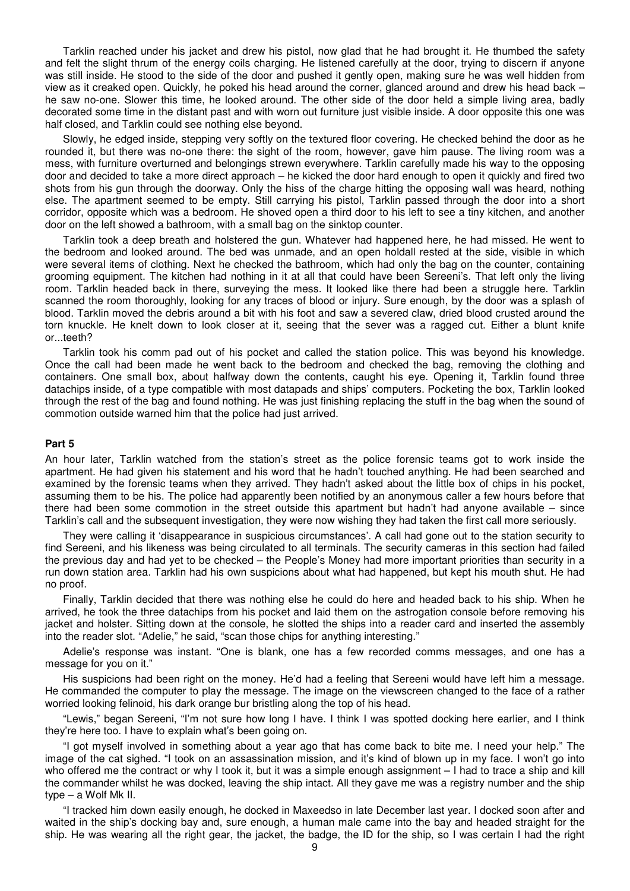Tarklin reached under his jacket and drew his pistol, now glad that he had brought it. He thumbed the safety and felt the slight thrum of the energy coils charging. He listened carefully at the door, trying to discern if anyone was still inside. He stood to the side of the door and pushed it gently open, making sure he was well hidden from view as it creaked open. Quickly, he poked his head around the corner, glanced around and drew his head back – he saw no-one. Slower this time, he looked around. The other side of the door held a simple living area, badly decorated some time in the distant past and with worn out furniture just visible inside. A door opposite this one was half closed, and Tarklin could see nothing else beyond.

Slowly, he edged inside, stepping very softly on the textured floor covering. He checked behind the door as he rounded it, but there was no-one there: the sight of the room, however, gave him pause. The living room was a mess, with furniture overturned and belongings strewn everywhere. Tarklin carefully made his way to the opposing door and decided to take a more direct approach – he kicked the door hard enough to open it quickly and fired two shots from his gun through the doorway. Only the hiss of the charge hitting the opposing wall was heard, nothing else. The apartment seemed to be empty. Still carrying his pistol, Tarklin passed through the door into a short corridor, opposite which was a bedroom. He shoved open a third door to his left to see a tiny kitchen, and another door on the left showed a bathroom, with a small bag on the sinktop counter.

Tarklin took a deep breath and holstered the gun. Whatever had happened here, he had missed. He went to the bedroom and looked around. The bed was unmade, and an open holdall rested at the side, visible in which were several items of clothing. Next he checked the bathroom, which had only the bag on the counter, containing grooming equipment. The kitchen had nothing in it at all that could have been Sereeni's. That left only the living room. Tarklin headed back in there, surveying the mess. It looked like there had been a struggle here. Tarklin scanned the room thoroughly, looking for any traces of blood or injury. Sure enough, by the door was a splash of blood. Tarklin moved the debris around a bit with his foot and saw a severed claw, dried blood crusted around the torn knuckle. He knelt down to look closer at it, seeing that the sever was a ragged cut. Either a blunt knife or...teeth?

Tarklin took his comm pad out of his pocket and called the station police. This was beyond his knowledge. Once the call had been made he went back to the bedroom and checked the bag, removing the clothing and containers. One small box, about halfway down the contents, caught his eye. Opening it, Tarklin found three datachips inside, of a type compatible with most datapads and ships' computers. Pocketing the box, Tarklin looked through the rest of the bag and found nothing. He was just finishing replacing the stuff in the bag when the sound of commotion outside warned him that the police had just arrived.

**Part 5**

An hour later, Tarklin watched from the station's street as the police forensic teams got to work inside the apartment. He had given his statement and his word that he hadn't touched anything. He had been searched and examined by the forensic teams when they arrived. They hadn't asked about the little box of chips in his pocket, assuming them to be his. The police had apparently been notified by an anonymous caller a few hours before that there had been some commotion in the street outside this apartment but hadn't had anyone available – since Tarklin's call and the subsequent investigation, they were now wishing they had taken the first call more seriously.

They were calling it 'disappearance in suspicious circumstances'. A call had gone out to the station security to find Sereeni, and his likeness was being circulated to all terminals. The security cameras in this section had failed the previous day and had yet to be checked – the People's Money had more important priorities than security in a run down station area. Tarklin had his own suspicions about what had happened, but kept his mouth shut. He had no proof.

Finally, Tarklin decided that there was nothing else he could do here and headed back to his ship. When he arrived, he took the three datachips from his pocket and laid them on the astrogation console before removing his jacket and holster. Sitting down at the console, he slotted the ships into a reader card and inserted the assembly into the reader slot. "Adelie," he said, "scan those chips for anything interesting."

Adelie's response was instant. "One is blank, one has a few recorded comms messages, and one has a message for you on it."

His suspicions had been right on the money. He'd had a feeling that Sereeni would have left him a message. He commanded the computer to play the message. The image on the viewscreen changed to the face of a rather worried looking felinoid, his dark orange bur bristling along the top of his head.

"Lewis," began Sereeni, "I'm not sure how long I have. I think I was spotted docking here earlier, and I think they're here too. I have to explain what's been going on.

"I got myself involved in something about a year ago that has come back to bite me. I need your help." The image of the cat sighed. "I took on an assassination mission, and it's kind of blown up in my face. I won't go into who offered me the contract or why I took it, but it was a simple enough assignment – I had to trace a ship and kill the commander whilst he was docked, leaving the ship intact. All they gave me was a registry number and the ship type – a Wolf Mk II.

"I tracked him down easily enough, he docked in Maxeedso in late December last year. I docked soon after and waited in the ship's docking bay and, sure enough, a human male came into the bay and headed straight for the ship. He was wearing all the right gear, the jacket, the badge, the ID for the ship, so I was certain I had the right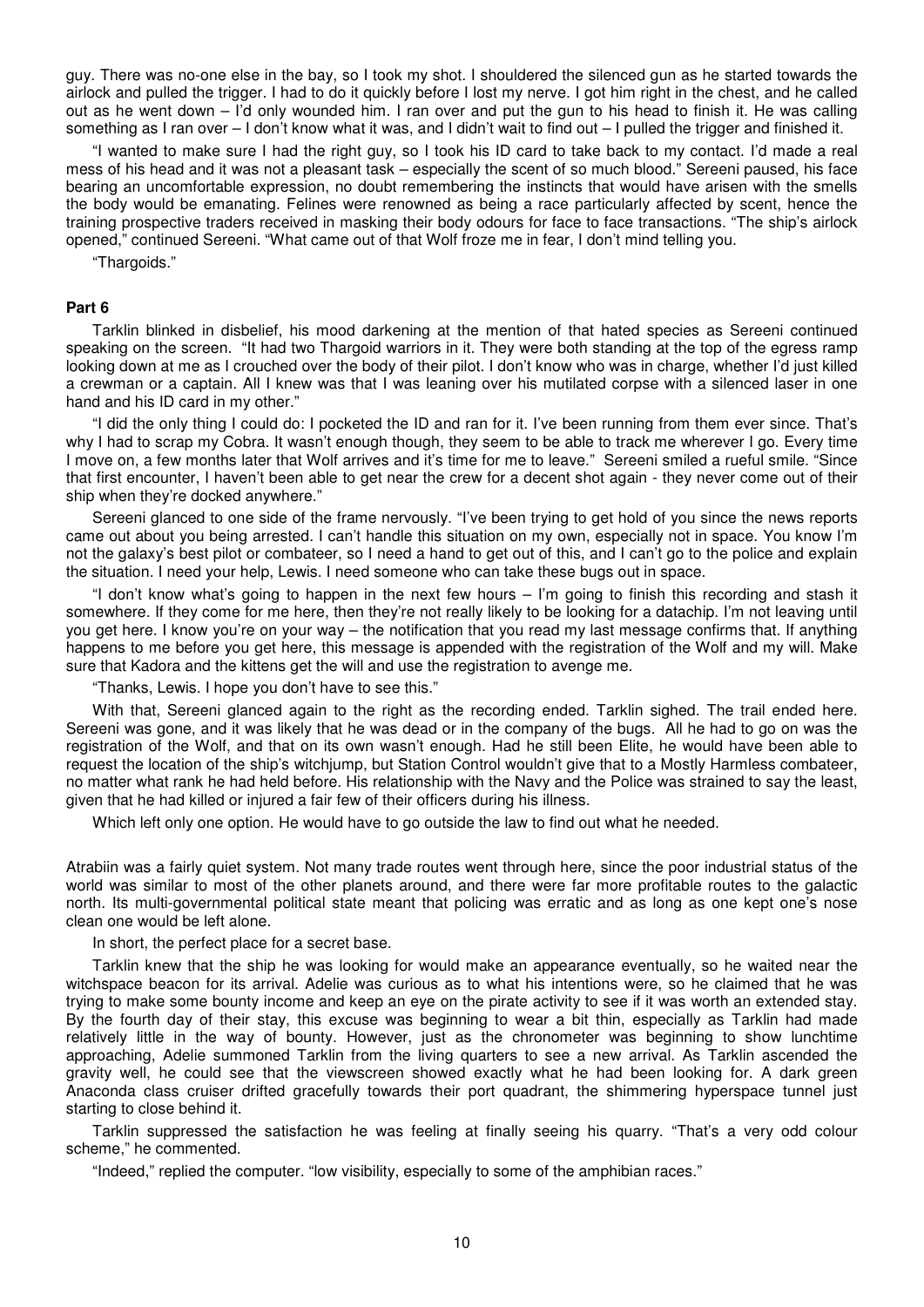guy. There was no-one else in the bay, so I took my shot. I shouldered the silenced gun as he started towards the airlock and pulled the trigger. I had to do it quickly before I lost my nerve. I got him right in the chest, and he called out as he went down – I'd only wounded him. I ran over and put the gun to his head to finish it. He was calling something as I ran over – I don't know what it was, and I didn't wait to find out – I pulled the trigger and finished it.

"I wanted to make sure I had the right guy, so I took his ID card to take back to my contact. I'd made a real mess of his head and it was not a pleasant task – especially the scent of so much blood." Sereeni paused, his face bearing an uncomfortable expression, no doubt remembering the instincts that would have arisen with the smells the body would be emanating. Felines were renowned as being a race particularly affected by scent, hence the training prospective traders received in masking their body odours for face to face transactions. "The ship's airlock opened," continued Sereeni. "What came out of that Wolf froze me in fear, I don't mind telling you.

"Thargoids."

**Part 6**

Tarklin blinked in disbelief, his mood darkening at the mention of that hated species as Sereeni continued speaking on the screen. "It had two Thargoid warriors in it. They were both standing at the top of the egress ramp looking down at me as I crouched over the body of their pilot. I don't know who was in charge, whether I'd just killed a crewman or a captain. All I knew was that I was leaning over his mutilated corpse with a silenced laser in one hand and his ID card in my other."

"I did the only thing I could do: I pocketed the ID and ran for it. I've been running from them ever since. That's why I had to scrap my Cobra. It wasn't enough though, they seem to be able to track me wherever I go. Every time I move on, a few months later that Wolf arrives and it's time for me to leave." Sereeni smiled a rueful smile. "Since that first encounter, I haven't been able to get near the crew for a decent shot again - they never come out of their ship when they're docked anywhere."

Sereeni glanced to one side of the frame nervously. "I've been trying to get hold of you since the news reports came out about you being arrested. I can't handle this situation on my own, especially not in space. You know I'm not the galaxy's best pilot or combateer, so I need a hand to get out of this, and I can't go to the police and explain the situation. I need your help, Lewis. I need someone who can take these bugs out in space.

"I don't know what's going to happen in the next few hours – I'm going to finish this recording and stash it somewhere. If they come for me here, then they're not really likely to be looking for a datachip. I'm not leaving until you get here. I know you're on your way – the notification that you read my last message confirms that. If anything happens to me before you get here, this message is appended with the registration of the Wolf and my will. Make sure that Kadora and the kittens get the will and use the registration to avenge me.

"Thanks, Lewis. I hope you don't have to see this."

With that, Sereeni glanced again to the right as the recording ended. Tarklin sighed. The trail ended here. Sereeni was gone, and it was likely that he was dead or in the company of the bugs. All he had to go on was the registration of the Wolf, and that on its own wasn't enough. Had he still been Elite, he would have been able to request the location of the ship's witchjump, but Station Control wouldn't give that to a Mostly Harmless combateer, no matter what rank he had held before. His relationship with the Navy and the Police was strained to say the least, given that he had killed or injured a fair few of their officers during his illness.

Which left only one option. He would have to go outside the law to find out what he needed.

Atrabiin was a fairly quiet system. Not many trade routes went through here, since the poor industrial status of the world was similar to most of the other planets around, and there were far more profitable routes to the galactic north. Its multi-governmental political state meant that policing was erratic and as long as one kept one's nose clean one would be left alone.

In short, the perfect place for a secret base.

Tarklin knew that the ship he was looking for would make an appearance eventually, so he waited near the witchspace beacon for its arrival. Adelie was curious as to what his intentions were, so he claimed that he was trying to make some bounty income and keep an eye on the pirate activity to see if it was worth an extended stay. By the fourth day of their stay, this excuse was beginning to wear a bit thin, especially as Tarklin had made relatively little in the way of bounty. However, just as the chronometer was beginning to show lunchtime approaching, Adelie summoned Tarklin from the living quarters to see a new arrival. As Tarklin ascended the gravity well, he could see that the viewscreen showed exactly what he had been looking for. A dark green Anaconda class cruiser drifted gracefully towards their port quadrant, the shimmering hyperspace tunnel just starting to close behind it.

Tarklin suppressed the satisfaction he was feeling at finally seeing his quarry. "That's a very odd colour scheme," he commented.

"Indeed," replied the computer. "low visibility, especially to some of the amphibian races."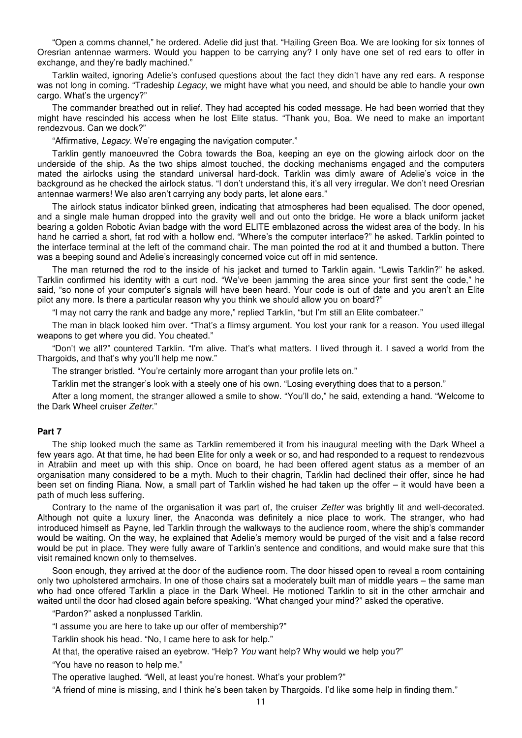“Open a comms channel,” he ordered. Adelie did just that. “Hailing Green Boa. We are looking for six tonnes of Oresrian antennae warmers. Would you happen to be carrying any? I only have one set of red ears to offer in exchange, and they’re badly machined.”

Tarklin waited, ignoring Adelie’s confused questions about the fact they didn’t have any red ears. A response was not long in coming. “Tradeship *Legacy*, we might have what you need, and should be able to handle your own cargo. What’s the urgency?”

The commander breathed out in relief. They had accepted his coded message. He had been worried that they might have rescinded his access when he lost Elite status. “Thank you, Boa. We need to make an important rendezvous. Can we dock?”

“Affirmative, *Legacy*. We’re engaging the navigation computer.”

Tarklin gently manoeuvred the Cobra towards the Boa, keeping an eye on the glowing airlock door on the underside of the ship. As the two ships almost touched, the docking mechanisms engaged and the computers mated the airlocks using the standard universal hard-dock. Tarklin was dimly aware of Adelie’s voice in the background as he checked the airlock status. “I don’t understand this, it’s all very irregular. We don’t need Oresrian antennae warmers! We also aren’t carrying any body parts, let alone ears.”

The airlock status indicator blinked green, indicating that atmospheres had been equalised. The door opened, and a single male human dropped into the gravity well and out onto the bridge. He wore a black uniform jacket bearing a golden Robotic Avian badge with the word ELITE emblazoned across the widest area of the body. In his hand he carried a short, fat rod with a hollow end. “Where’s the computer interface?” he asked. Tarklin pointed to the interface terminal at the left of the command chair. The man pointed the rod at it and thumbed a button. There was a beeping sound and Adelie’s increasingly concerned voice cut off in mid sentence.

The man returned the rod to the inside of his jacket and turned to Tarklin again. “Lewis Tarklin?” he asked. Tarklin confirmed his identity with a curt nod. “We’ve been jamming the area since your first sent the code,” he said, “so none of your computer’s signals will have been heard. Your code is out of date and you aren’t an Elite pilot any more. Is there a particular reason why you think we should allow you on board?”

“I may not carry the rank and badge any more,” replied Tarklin, “but I’m still an Elite combateer.”

The man in black looked him over. “That’s a flimsy argument. You lost your rank for a reason. You used illegal weapons to get where you did. You cheated.”

“Don’t we all?” countered Tarklin. “I’m alive. That’s what matters. I lived through it. I saved a world from the Thargoids, and that’s why you’ll help me now.”

The stranger bristled. “You’re certainly more arrogant than your profile lets on.”

Tarklin met the stranger’s look with a steely one of his own. “Losing everything does that to a person.”

After a long moment, the stranger allowed a smile to show. “You’ll do,” he said, extending a hand. “Welcome to the Dark Wheel cruiser *Zetter*.”

**Part 7**

The ship looked much the same as Tarklin remembered it from his inaugural meeting with the Dark Wheel a few years ago. At that time, he had been Elite for only a week or so, and had responded to a request to rendezvous in Atrabiin and meet up with this ship. Once on board, he had been offered agent status as a member of an organisation many considered to be a myth. Much to their chagrin, Tarklin had declined their offer, since he had been set on finding Riana. Now, a small part of Tarklin wished he had taken up the offer – it would have been a path of much less suffering.

Contrary to the name of the organisation it was part of, the cruiser *Zetter* was brightly lit and well-decorated. Although not quite a luxury liner, the Anaconda was definitely a nice place to work. The stranger, who had introduced himself as Payne, led Tarklin through the walkways to the audience room, where the ship’s commander would be waiting. On the way, he explained that Adelie’s memory would be purged of the visit and a false record would be put in place. They were fully aware of Tarklin’s sentence and conditions, and would make sure that this visit remained known only to themselves.

Soon enough, they arrived at the door of the audience room. The door hissed open to reveal a room containing only two upholstered armchairs. In one of those chairs sat a moderately built man of middle years – the same man who had once offered Tarklin a place in the Dark Wheel. He motioned Tarklin to sit in the other armchair and waited until the door had closed again before speaking. “What changed your mind?” asked the operative.

“Pardon?” asked a nonplussed Tarklin.

“I assume you are here to take up our offer of membership?”

Tarklin shook his head. “No, I came here to ask for help.”

At that, the operative raised an eyebrow. “Help? *You* want help? Why would we help you?”

“You have no reason to help me.”

The operative laughed. “Well, at least you’re honest. What’s your problem?”

“A friend of mine is missing, and I think he’s been taken by Thargoids. I’d like some help in finding them.”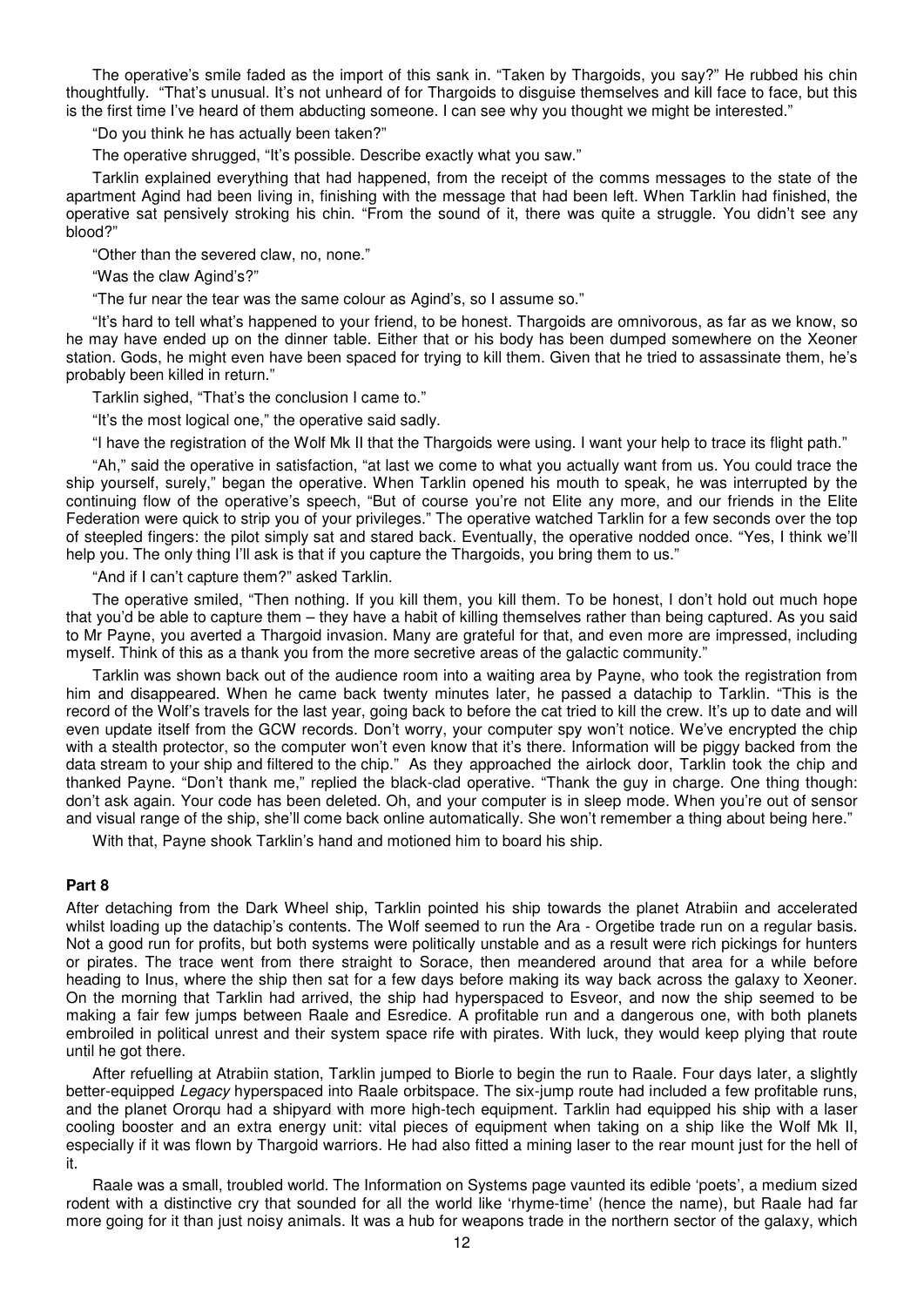The operative's smile faded as the import of this sank in. "Taken by Thargoids, you say?" He rubbed his chin thoughtfully. "That's unusual. It's not unheard of for Thargoids to disguise themselves and kill face to face, but this is the first time I've heard of them abducting someone. I can see why you thought we might be interested."

"Do you think he has actually been taken?"

The operative shrugged, "It's possible. Describe exactly what you saw."

Tarklin explained everything that had happened, from the receipt of the comms messages to the state of the apartment Agind had been living in, finishing with the message that had been left. When Tarklin had finished, the operative sat pensively stroking his chin. "From the sound of it, there was quite a struggle. You didn't see any blood?"

"Other than the severed claw, no, none."

"Was the claw Agind's?"

"The fur near the tear was the same colour as Agind's, so I assume so."

"It's hard to tell what's happened to your friend, to be honest. Thargoids are omnivorous, as far as we know, so he may have ended up on the dinner table. Either that or his body has been dumped somewhere on the Xeoner station. Gods, he might even have been spaced for trying to kill them. Given that he tried to assassinate them, he's probably been killed in return."

Tarklin sighed, "That's the conclusion I came to."

"It's the most logical one," the operative said sadly.

"I have the registration of the Wolf Mk II that the Thargoids were using. I want your help to trace its flight path."

"Ah," said the operative in satisfaction, "at last we come to what you actually want from us. You could trace the ship yourself, surely," began the operative. When Tarklin opened his mouth to speak, he was interrupted by the continuing flow of the operative's speech, "But of course you're not Elite any more, and our friends in the Elite Federation were quick to strip you of your privileges." The operative watched Tarklin for a few seconds over the top of steepled fingers: the pilot simply sat and stared back. Eventually, the operative nodded once. "Yes, I think we'll help you. The only thing I'll ask is that if you capture the Thargoids, you bring them to us."

"And if I can't capture them?" asked Tarklin.

The operative smiled, "Then nothing. If you kill them, you kill them. To be honest, I don't hold out much hope that you'd be able to capture them – they have a habit of killing themselves rather than being captured. As you said to Mr Payne, you averted a Thargoid invasion. Many are grateful for that, and even more are impressed, including myself. Think of this as a thank you from the more secretive areas of the galactic community."

Tarklin was shown back out of the audience room into a waiting area by Payne, who took the registration from him and disappeared. When he came back twenty minutes later, he passed a datachip to Tarklin. "This is the record of the Wolf's travels for the last year, going back to before the cat tried to kill the crew. It's up to date and will even update itself from the GCW records. Don't worry, your computer spy won't notice. We've encrypted the chip with a stealth protector, so the computer won't even know that it's there. Information will be piggy backed from the data stream to your ship and filtered to the chip." As they approached the airlock door, Tarklin took the chip and thanked Payne. "Don't thank me," replied the black-clad operative. "Thank the guy in charge. One thing though: don't ask again. Your code has been deleted. Oh, and your computer is in sleep mode. When you're out of sensor and visual range of the ship, she'll come back online automatically. She won't remember a thing about being here."

With that, Payne shook Tarklin's hand and motioned him to board his ship.

**Part 8**

After detaching from the Dark Wheel ship, Tarklin pointed his ship towards the planet Atrabiin and accelerated whilst loading up the datachip's contents. The Wolf seemed to run the Ara - Orgetibe trade run on a regular basis. Not a good run for profits, but both systems were politically unstable and as a result were rich pickings for hunters or pirates. The trace went from there straight to Sorace, then meandered around that area for a while before heading to Inus, where the ship then sat for a few days before making its way back across the galaxy to Xeoner. On the morning that Tarklin had arrived, the ship had hyperspaced to Esveor, and now the ship seemed to be making a fair few jumps between Raale and Esredice. A profitable run and a dangerous one, with both planets embroiled in political unrest and their system space rife with pirates. With luck, they would keep plying that route until he got there.

After refuelling at Atrabiin station, Tarklin jumped to Biorle to begin the run to Raale. Four days later, a slightly better-equipped *Legacy* hyperspaced into Raale orbitspace. The six-jump route had included a few profitable runs, and the planet Ororqu had a shipyard with more high-tech equipment. Tarklin had equipped his ship with a laser cooling booster and an extra energy unit: vital pieces of equipment when taking on a ship like the Wolf Mk II, especially if it was flown by Thargoid warriors. He had also fitted a mining laser to the rear mount just for the hell of it.

Raale was a small, troubled world. The Information on Systems page vaunted its edible 'poets', a medium sized rodent with a distinctive cry that sounded for all the world like 'rhyme-time' (hence the name), but Raale had far more going for it than just noisy animals. It was a hub for weapons trade in the northern sector of the galaxy, which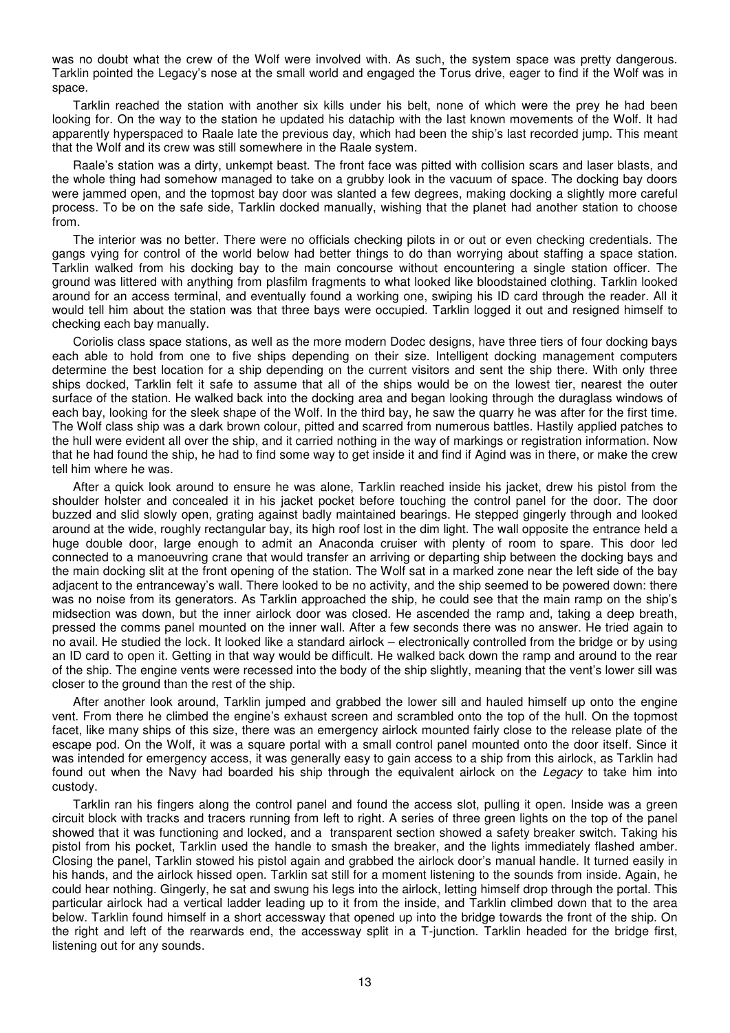was no doubt what the crew of the Wolf were involved with. As such, the system space was pretty dangerous. Tarklin pointed the Legacy's nose at the small world and engaged the Torus drive, eager to find if the Wolf was in space.

Tarklin reached the station with another six kills under his belt, none of which were the prey he had been looking for. On the way to the station he updated his datachip with the last known movements of the Wolf. It had apparently hyperspaced to Raale late the previous day, which had been the ship's last recorded jump. This meant that the Wolf and its crew was still somewhere in the Raale system.

Raale's station was a dirty, unkempt beast. The front face was pitted with collision scars and laser blasts, and the whole thing had somehow managed to take on a grubby look in the vacuum of space. The docking bay doors were jammed open, and the topmost bay door was slanted a few degrees, making docking a slightly more careful process. To be on the safe side, Tarklin docked manually, wishing that the planet had another station to choose from.

The interior was no better. There were no officials checking pilots in or out or even checking credentials. The gangs vying for control of the world below had better things to do than worrying about staffing a space station. Tarklin walked from his docking bay to the main concourse without encountering a single station officer. The ground was littered with anything from plasfilm fragments to what looked like bloodstained clothing. Tarklin looked around for an access terminal, and eventually found a working one, swiping his ID card through the reader. All it would tell him about the station was that three bays were occupied. Tarklin logged it out and resigned himself to checking each bay manually.

Coriolis class space stations, as well as the more modern Dodec designs, have three tiers of four docking bays each able to hold from one to five ships depending on their size. Intelligent docking management computers determine the best location for a ship depending on the current visitors and sent the ship there. With only three ships docked, Tarklin felt it safe to assume that all of the ships would be on the lowest tier, nearest the outer surface of the station. He walked back into the docking area and began looking through the duraglass windows of each bay, looking for the sleek shape of the Wolf. In the third bay, he saw the quarry he was after for the first time. The Wolf class ship was a dark brown colour, pitted and scarred from numerous battles. Hastily applied patches to the hull were evident all over the ship, and it carried nothing in the way of markings or registration information. Now that he had found the ship, he had to find some way to get inside it and find if Agind was in there, or make the crew tell him where he was.

After a quick look around to ensure he was alone, Tarklin reached inside his jacket, drew his pistol from the shoulder holster and concealed it in his jacket pocket before touching the control panel for the door. The door buzzed and slid slowly open, grating against badly maintained bearings. He stepped gingerly through and looked around at the wide, roughly rectangular bay, its high roof lost in the dim light. The wall opposite the entrance held a huge double door, large enough to admit an Anaconda cruiser with plenty of room to spare. This door led connected to a manoeuvring crane that would transfer an arriving or departing ship between the docking bays and the main docking slit at the front opening of the station. The Wolf sat in a marked zone near the left side of the bay adjacent to the entranceway's wall. There looked to be no activity, and the ship seemed to be powered down: there was no noise from its generators. As Tarklin approached the ship, he could see that the main ramp on the ship's midsection was down, but the inner airlock door was closed. He ascended the ramp and, taking a deep breath, pressed the comms panel mounted on the inner wall. After a few seconds there was no answer. He tried again to no avail. He studied the lock. It looked like a standard airlock – electronically controlled from the bridge or by using an ID card to open it. Getting in that way would be difficult. He walked back down the ramp and around to the rear of the ship. The engine vents were recessed into the body of the ship slightly, meaning that the vent's lower sill was closer to the ground than the rest of the ship.

After another look around, Tarklin jumped and grabbed the lower sill and hauled himself up onto the engine vent. From there he climbed the engine's exhaust screen and scrambled onto the top of the hull. On the topmost facet, like many ships of this size, there was an emergency airlock mounted fairly close to the release plate of the escape pod. On the Wolf, it was a square portal with a small control panel mounted onto the door itself. Since it was intended for emergency access, it was generally easy to gain access to a ship from this airlock, as Tarklin had found out when the Navy had boarded his ship through the equivalent airlock on the *Legacy* to take him into custody.

Tarklin ran his fingers along the control panel and found the access slot, pulling it open. Inside was a green circuit block with tracks and tracers running from left to right. A series of three green lights on the top of the panel showed that it was functioning and locked, and a transparent section showed a safety breaker switch. Taking his pistol from his pocket, Tarklin used the handle to smash the breaker, and the lights immediately flashed amber. Closing the panel, Tarklin stowed his pistol again and grabbed the airlock door's manual handle. It turned easily in his hands, and the airlock hissed open. Tarklin sat still for a moment listening to the sounds from inside. Again, he could hear nothing. Gingerly, he sat and swung his legs into the airlock, letting himself drop through the portal. This particular airlock had a vertical ladder leading up to it from the inside, and Tarklin climbed down that to the area below. Tarklin found himself in a short accessway that opened up into the bridge towards the front of the ship. On the right and left of the rearwards end, the accessway split in a T-junction. Tarklin headed for the bridge first, listening out for any sounds.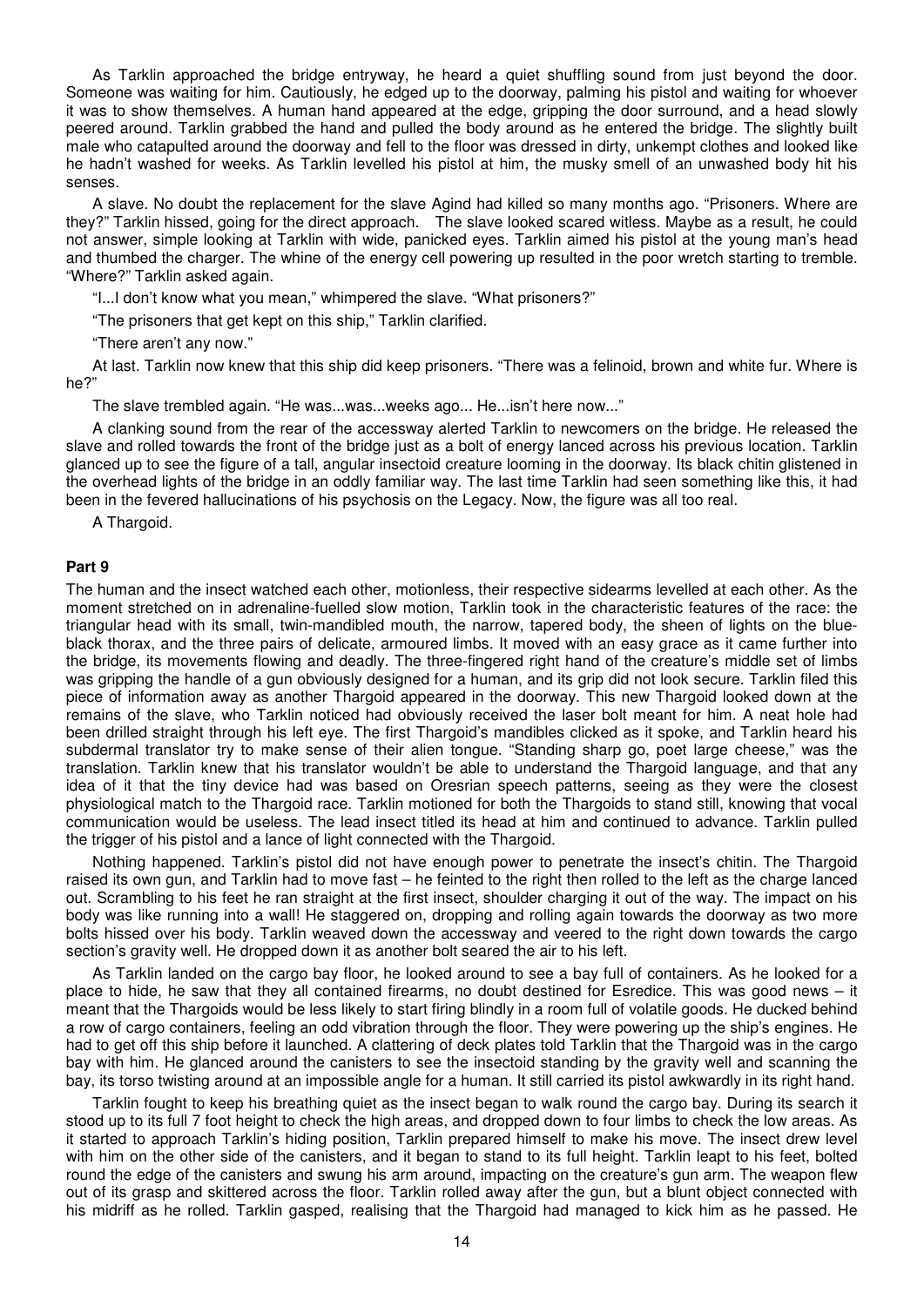As Tarklin approached the bridge entryway, he heard a quiet shuffling sound from just beyond the door. Someone was waiting for him. Cautiously, he edged up to the doorway, palming his pistol and waiting for whoever it was to show themselves. A human hand appeared at the edge, gripping the door surround, and a head slowly peered around. Tarklin grabbed the hand and pulled the body around as he entered the bridge. The slightly built male who catapulted around the doorway and fell to the floor was dressed in dirty, unkempt clothes and looked like he hadn't washed for weeks. As Tarklin levelled his pistol at him, the musky smell of an unwashed body hit his senses.

A slave. No doubt the replacement for the slave Agind had killed so many months ago. "Prisoners. Where are they?" Tarklin hissed, going for the direct approach. The slave looked scared witless. Maybe as a result, he could not answer, simple looking at Tarklin with wide, panicked eyes. Tarklin aimed his pistol at the young man's head and thumbed the charger. The whine of the energy cell powering up resulted in the poor wretch starting to tremble. "Where?" Tarklin asked again.

"I...I don't know what you mean," whimpered the slave. "What prisoners?"

"The prisoners that get kept on this ship," Tarklin clarified.

"There aren't any now."

At last. Tarklin now knew that this ship did keep prisoners. "There was a felinoid, brown and white fur. Where is he?"

The slave trembled again. "He was...was...weeks ago... He...isn't here now..."

A clanking sound from the rear of the accessway alerted Tarklin to newcomers on the bridge. He released the slave and rolled towards the front of the bridge just as a bolt of energy lanced across his previous location. Tarklin glanced up to see the figure of a tall, angular insectoid creature looming in the doorway. Its black chitin glistened in the overhead lights of the bridge in an oddly familiar way. The last time Tarklin had seen something like this, it had been in the fevered hallucinations of his psychosis on the Legacy. Now, the figure was all too real.

A Thargoid.

### Part 9

The human and the insect watched each other, motionless, their respective sidearms levelled at each other. As the moment stretched on in adrenaline-fuelled slow motion, Tarklin took in the characteristic features of the race: the triangular head with its small, twin-mandibled mouth, the narrow, tapered body, the sheen of lights on the blue-black thorax, and the three pairs of delicate, armoured limbs. It moved with an easy grace as it came further into the bridge, its movements flowing and deadly. The three-fingered right hand of the creature's middle set of limbs was gripping the handle of a gun obviously designed for a human, and its grip did not look secure. Tarklin filed this piece of information away as another Thargoid appeared in the doorway. This new Thargoid looked down at the remains of the slave, who Tarklin noticed had obviously received the laser bolt meant for him. A neat hole had been drilled straight through his left eye. The first Thargoid's mandibles clicked as it spoke, and Tarklin heard his subdermal translator try to make sense of their alien tongue. "Standing sharp go, poet large cheese," was the translation. Tarklin knew that his translator wouldn't be able to understand the Thargoid language, and that any idea of it that the tiny device had was based on Oresrian speech patterns, seeing as they were the closest physiological match to the Thargoid race. Tarklin motioned for both the Thargoids to stand still, knowing that vocal communication would be useless. The lead insect titled its head at him and continued to advance. Tarklin pulled the trigger of his pistol and a lance of light connected with the Thargoid.

Nothing happened. Tarklin's pistol did not have enough power to penetrate the insect's chitin. The Thargoid raised its own gun, and Tarklin had to move fast – he feinted to the right then rolled to the left as the charge lanced out. Scrambling to his feet he ran straight at the first insect, shoulder charging it out of the way. The impact on his body was like running into a wall! He staggered on, dropping and rolling again towards the doorway as two more bolts hissed over his body. Tarklin weaved down the accessway and veered to the right down towards the cargo section's gravity well. He dropped down it as another bolt seared the air to his left.

As Tarklin landed on the cargo bay floor, he looked around to see a bay full of containers. As he looked for a place to hide, he saw that they all contained firearms, no doubt destined for Esredice. This was good news – it meant that the Thargoids would be less likely to start firing blindly in a room full of volatile goods. He ducked behind a row of cargo containers, feeling an odd vibration through the floor. They were powering up the ship's engines. He had to get off this ship before it launched. A clattering of deck plates told Tarklin that the Thargoid was in the cargo bay with him. He glanced around the canisters to see the insectoid standing by the gravity well and scanning the bay, its torso twisting around at an impossible angle for a human. It still carried its pistol awkwardly in its right hand.

Tarklin fought to keep his breathing quiet as the insect began to walk round the cargo bay. During its search it stood up to its full 7 foot height to check the high areas, and dropped down to four limbs to check the low areas. As it started to approach Tarklin's hiding position, Tarklin prepared himself to make his move. The insect drew level with him on the other side of the canisters, and it began to stand to its full height. Tarklin leapt to his feet, bolted round the edge of the canisters and swung his arm around, impacting on the creature's gun arm. The weapon flew out of its grasp and skittered across the floor. Tarklin rolled away after the gun, but a blunt object connected with his midriff as he rolled. Tarklin gasped, realising that the Thargoid had managed to kick him as he passed. He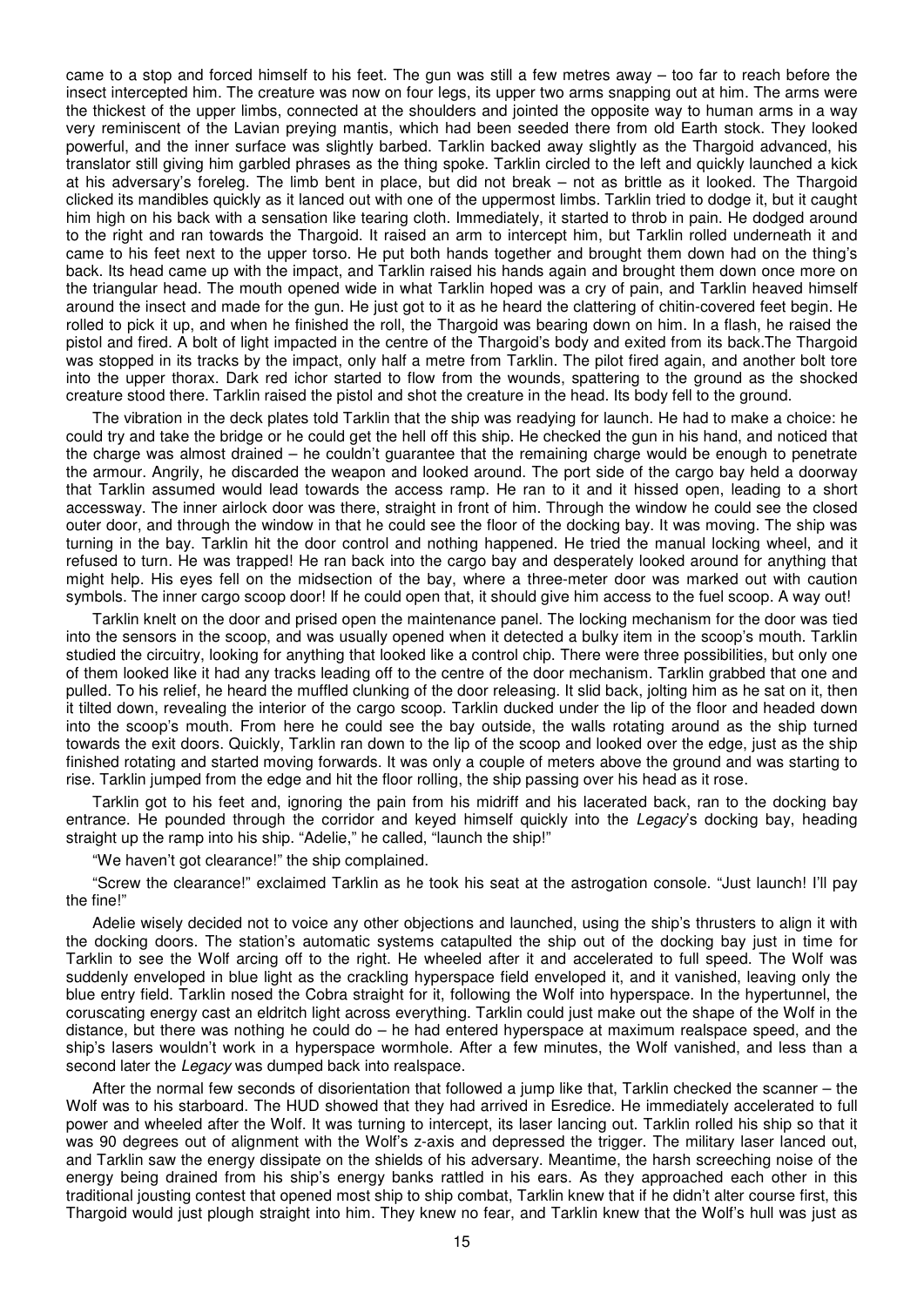came to a stop and forced himself to his feet. The gun was still a few metres away – too far to reach before the insect intercepted him. The creature was now on four legs, its upper two arms snapping out at him. The arms were the thickest of the upper limbs, connected at the shoulders and jointed the opposite way to human arms in a way very reminiscent of the Lavian preying mantis, which had been seeded there from old Earth stock. They looked powerful, and the inner surface was slightly barbed. Tarklin backed away slightly as the Thargoid advanced, his translator still giving him garbled phrases as the thing spoke. Tarklin circled to the left and quickly launched a kick at his adversary's foreleg. The limb bent in place, but did not break – not as brittle as it looked. The Thargoid clicked its mandibles quickly as it lanced out with one of the uppermost limbs. Tarklin tried to dodge it, but it caught him high on his back with a sensation like tearing cloth. Immediately, it started to throb in pain. He dodged around to the right and ran towards the Thargoid. It raised an arm to intercept him, but Tarklin rolled underneath it and came to his feet next to the upper torso. He put both hands together and brought them down had on the thing's back. Its head came up with the impact, and Tarklin raised his hands again and brought them down once more on the triangular head. The mouth opened wide in what Tarklin hoped was a cry of pain, and Tarklin heaved himself around the insect and made for the gun. He just got to it as he heard the clattering of chitin-covered feet begin. He rolled to pick it up, and when he finished the roll, the Thargoid was bearing down on him. In a flash, he raised the pistol and fired. A bolt of light impacted in the centre of the Thargoid's body and exited from its back.The Thargoid was stopped in its tracks by the impact, only half a metre from Tarklin. The pilot fired again, and another bolt tore into the upper thorax. Dark red ichor started to flow from the wounds, spattering to the ground as the shocked creature stood there. Tarklin raised the pistol and shot the creature in the head. Its body fell to the ground.

The vibration in the deck plates told Tarklin that the ship was readying for launch. He had to make a choice: he could try and take the bridge or he could get the hell off this ship. He checked the gun in his hand, and noticed that the charge was almost drained – he couldn't guarantee that the remaining charge would be enough to penetrate the armour. Angrily, he discarded the weapon and looked around. The port side of the cargo bay held a doorway that Tarklin assumed would lead towards the access ramp. He ran to it and it hissed open, leading to a short accessway. The inner airlock door was there, straight in front of him. Through the window he could see the closed outer door, and through the window in that he could see the floor of the docking bay. It was moving. The ship was turning in the bay. Tarklin hit the door control and nothing happened. He tried the manual locking wheel, and it refused to turn. He was trapped! He ran back into the cargo bay and desperately looked around for anything that might help. His eyes fell on the midsection of the bay, where a three-meter door was marked out with caution symbols. The inner cargo scoop door! If he could open that, it should give him access to the fuel scoop. A way out!

Tarklin knelt on the door and prised open the maintenance panel. The locking mechanism for the door was tied into the sensors in the scoop, and was usually opened when it detected a bulky item in the scoop's mouth. Tarklin studied the circuitry, looking for anything that looked like a control chip. There were three possibilities, but only one of them looked like it had any tracks leading off to the centre of the door mechanism. Tarklin grabbed that one and pulled. To his relief, he heard the muffled clunking of the door releasing. It slid back, jolting him as he sat on it, then it tilted down, revealing the interior of the cargo scoop. Tarklin ducked under the lip of the floor and headed down into the scoop's mouth. From here he could see the bay outside, the walls rotating around as the ship turned towards the exit doors. Quickly, Tarklin ran down to the lip of the scoop and looked over the edge, just as the ship finished rotating and started moving forwards. It was only a couple of meters above the ground and was starting to rise. Tarklin jumped from the edge and hit the floor rolling, the ship passing over his head as it rose.

Tarklin got to his feet and, ignoring the pain from his midriff and his lacerated back, ran to the docking bay entrance. He pounded through the corridor and keyed himself quickly into the *Legacy*'s docking bay, heading straight up the ramp into his ship. "Adelie," he called, "launch the ship!"

"We haven't got clearance!" the ship complained.

"Screw the clearance!" exclaimed Tarklin as he took his seat at the astrogation console. "Just launch! I'll pay the fine!"

Adelie wisely decided not to voice any other objections and launched, using the ship's thrusters to align it with the docking doors. The station's automatic systems catapulted the ship out of the docking bay just in time for Tarklin to see the Wolf arcing off to the right. He wheeled after it and accelerated to full speed. The Wolf was suddenly enveloped in blue light as the crackling hyperspace field enveloped it, and it vanished, leaving only the blue entry field. Tarklin nosed the Cobra straight for it, following the Wolf into hyperspace. In the hypertunnel, the coruscating energy cast an eldritch light across everything. Tarklin could just make out the shape of the Wolf in the distance, but there was nothing he could do – he had entered hyperspace at maximum realspace speed, and the ship's lasers wouldn't work in a hyperspace wormhole. After a few minutes, the Wolf vanished, and less than a second later the *Legacy* was dumped back into realspace.

After the normal few seconds of disorientation that followed a jump like that, Tarklin checked the scanner – the Wolf was to his starboard. The HUD showed that they had arrived in Esredice. He immediately accelerated to full power and wheeled after the Wolf. It was turning to intercept, its laser lancing out. Tarklin rolled his ship so that it was 90 degrees out of alignment with the Wolf's z-axis and depressed the trigger. The military laser lanced out, and Tarklin saw the energy dissipate on the shields of his adversary. Meantime, the harsh screeching noise of the energy being drained from his ship's energy banks rattled in his ears. As they approached each other in this traditional jousting contest that opened most ship to ship combat, Tarklin knew that if he didn't alter course first, this Thargoid would just plough straight into him. They knew no fear, and Tarklin knew that the Wolf's hull was just as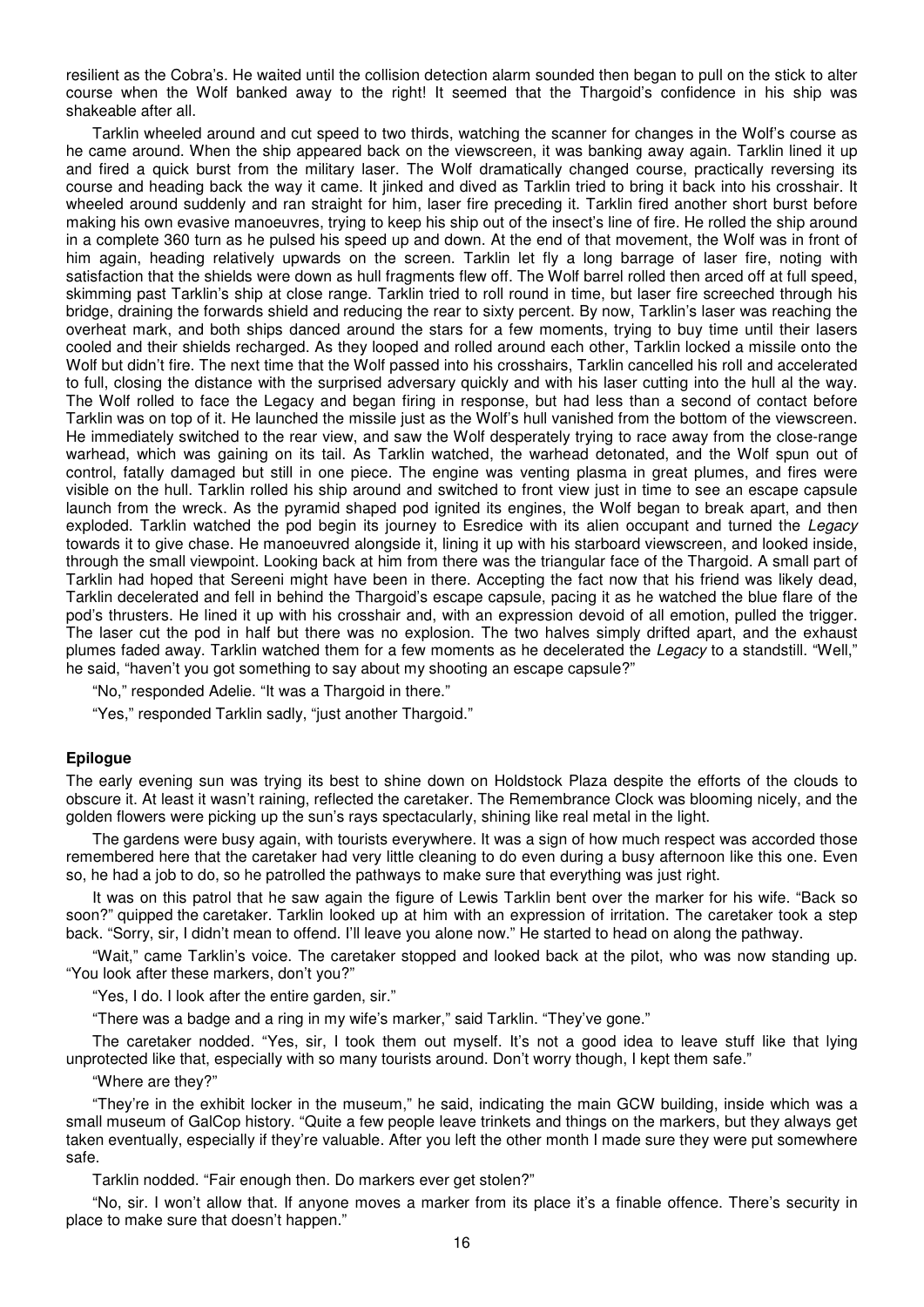resilient as the Cobra's. He waited until the collision detection alarm sounded then began to pull on the stick to alter course when the Wolf banked away to the right! It seemed that the Thargoid's confidence in his ship was shakeable after all.

Tarklin wheeled around and cut speed to two thirds, watching the scanner for changes in the Wolf's course as he came around. When the ship appeared back on the viewscreen, it was banking away again. Tarklin lined it up and fired a quick burst from the military laser. The Wolf dramatically changed course, practically reversing its course and heading back the way it came. It jinked and dived as Tarklin tried to bring it back into his crosshair. It wheeled around suddenly and ran straight for him, laser fire preceding it. Tarklin fired another short burst before making his own evasive manoeuvres, trying to keep his ship out of the insect's line of fire. He rolled the ship around in a complete 360 turn as he pulsed his speed up and down. At the end of that movement, the Wolf was in front of him again, heading relatively upwards on the screen. Tarklin let fly a long barrage of laser fire, noting with satisfaction that the shields were down as hull fragments flew off. The Wolf barrel rolled then arced off at full speed, skimming past Tarklin's ship at close range. Tarklin tried to roll round in time, but laser fire screeched through his bridge, draining the forwards shield and reducing the rear to sixty percent. By now, Tarklin's laser was reaching the overheat mark, and both ships danced around the stars for a few moments, trying to buy time until their lasers cooled and their shields recharged. As they looped and rolled around each other, Tarklin locked a missile onto the Wolf but didn't fire. The next time that the Wolf passed into his crosshairs, Tarklin cancelled his roll and accelerated to full, closing the distance with the surprised adversary quickly and with his laser cutting into the hull al the way. The Wolf rolled to face the Legacy and began firing in response, but had less than a second of contact before Tarklin was on top of it. He launched the missile just as the Wolf's hull vanished from the bottom of the viewscreen. He immediately switched to the rear view, and saw the Wolf desperately trying to race away from the close-range warhead, which was gaining on its tail. As Tarklin watched, the warhead detonated, and the Wolf spun out of control, fatally damaged but still in one piece. The engine was venting plasma in great plumes, and fires were visible on the hull. Tarklin rolled his ship around and switched to front view just in time to see an escape capsule launch from the wreck. As the pyramid shaped pod ignited its engines, the Wolf began to break apart, and then exploded. Tarklin watched the pod begin its journey to Esredice with its alien occupant and turned the *Legacy* towards it to give chase. He manoeuvred alongside it, lining it up with his starboard viewscreen, and looked inside, through the small viewpoint. Looking back at him from there was the triangular face of the Thargoid. A small part of Tarklin had hoped that Sereeni might have been in there. Accepting the fact now that his friend was likely dead, Tarklin decelerated and fell in behind the Thargoid's escape capsule, pacing it as he watched the blue flare of the pod's thrusters. He lined it up with his crosshair and, with an expression devoid of all emotion, pulled the trigger. The laser cut the pod in half but there was no explosion. The two halves simply drifted apart, and the exhaust plumes faded away. Tarklin watched them for a few moments as he decelerated the *Legacy* to a standstill. "Well," he said, "haven't you got something to say about my shooting an escape capsule?"

"No," responded Adelie. "It was a Thargoid in there."

"Yes," responded Tarklin sadly, "just another Thargoid."

**Epilogue**

The early evening sun was trying its best to shine down on Holdstock Plaza despite the efforts of the clouds to obscure it. At least it wasn't raining, reflected the caretaker. The Remembrance Clock was blooming nicely, and the golden flowers were picking up the sun's rays spectacularly, shining like real metal in the light.

The gardens were busy again, with tourists everywhere. It was a sign of how much respect was accorded those remembered here that the caretaker had very little cleaning to do even during a busy afternoon like this one. Even so, he had a job to do, so he patrolled the pathways to make sure that everything was just right.

It was on this patrol that he saw again the figure of Lewis Tarklin bent over the marker for his wife. "Back so soon?" quipped the caretaker. Tarklin looked up at him with an expression of irritation. The caretaker took a step back. "Sorry, sir, I didn't mean to offend. I'll leave you alone now." He started to head on along the pathway.

"Wait," came Tarklin's voice. The caretaker stopped and looked back at the pilot, who was now standing up. "You look after these markers, don't you?"

"Yes, I do. I look after the entire garden, sir."

"There was a badge and a ring in my wife's marker," said Tarklin. "They've gone."

The caretaker nodded. "Yes, sir, I took them out myself. It's not a good idea to leave stuff like that lying unprotected like that, especially with so many tourists around. Don't worry though, I kept them safe."

"Where are they?"

"They're in the exhibit locker in the museum," he said, indicating the main GCW building, inside which was a small museum of GalCop history. "Quite a few people leave trinkets and things on the markers, but they always get taken eventually, especially if they're valuable. After you left the other month I made sure they were put somewhere safe.

Tarklin nodded. "Fair enough then. Do markers ever get stolen?"

"No, sir. I won't allow that. If anyone moves a marker from its place it's a finable offence. There's security in place to make sure that doesn't happen."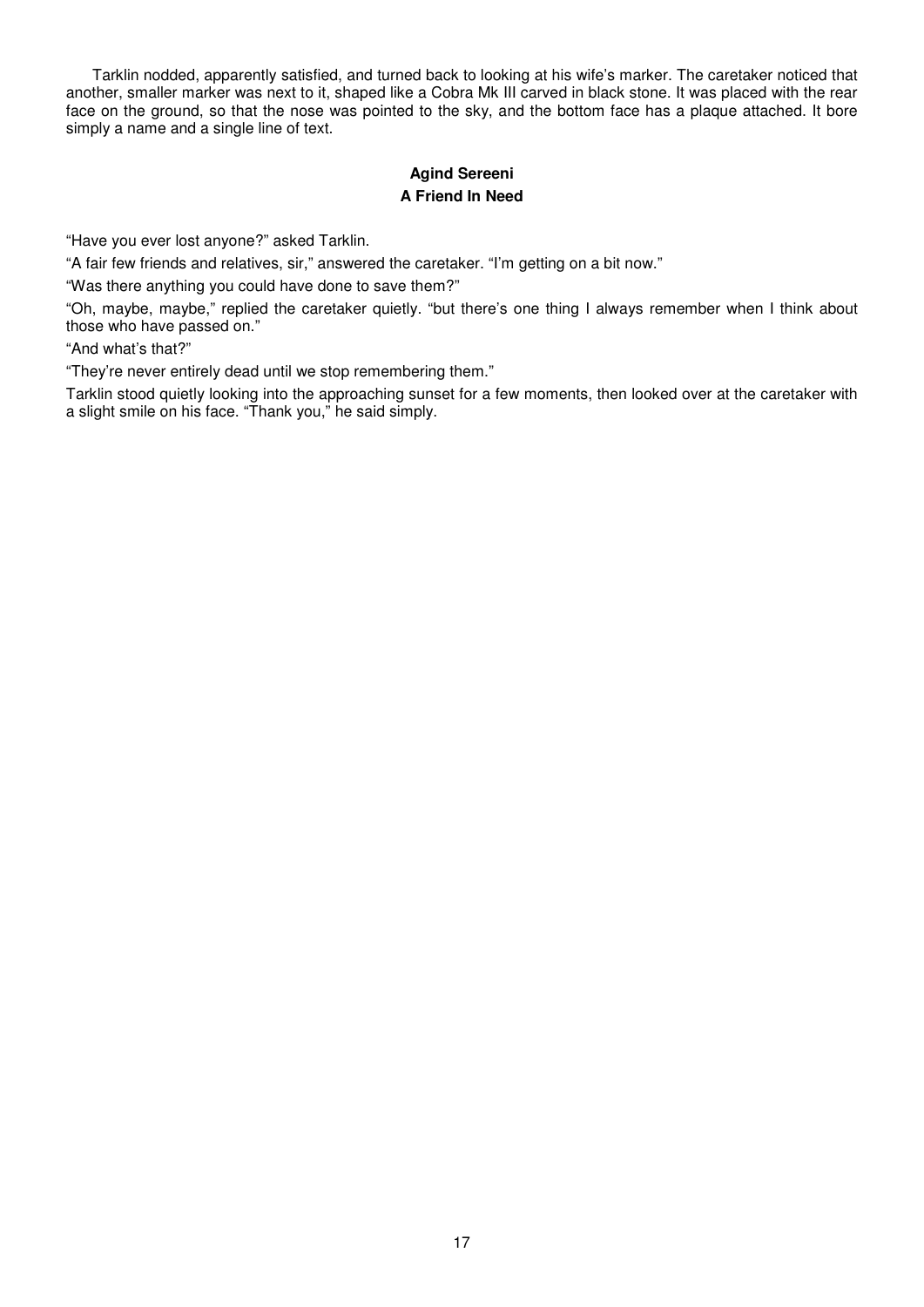Tarklin nodded, apparently satisfied, and turned back to looking at his wife's marker. The caretaker noticed that another, smaller marker was next to it, shaped like a Cobra Mk III carved in black stone. It was placed with the rear face on the ground, so that the nose was pointed to the sky, and the bottom face has a plaque attached. It bore simply a name and a single line of text.

**Agind Sereeni**

**A Friend In Need**

"Have you ever lost anyone?" asked Tarklin.

"A fair few friends and relatives, sir," answered the caretaker. "I'm getting on a bit now."

"Was there anything you could have done to save them?"

"Oh, maybe, maybe," replied the caretaker quietly. "but there's one thing I always remember when I think about those who have passed on."

"And what's that?"

"They're never entirely dead until we stop remembering them."

Tarklin stood quietly looking into the approaching sunset for a few moments, then looked over at the caretaker with a slight smile on his face. "Thank you," he said simply.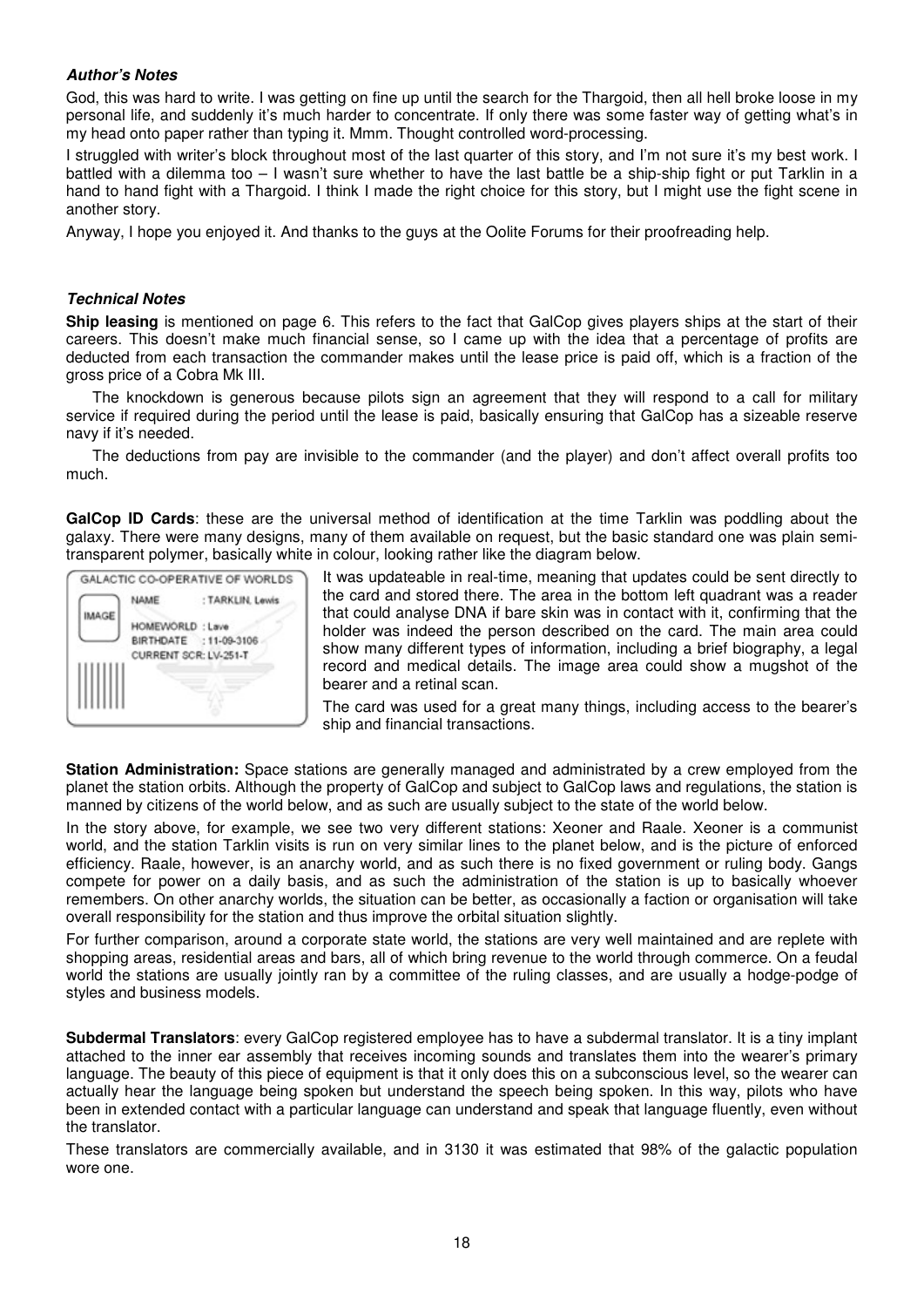### *Author's Notes*

God, this was hard to write. I was getting on fine up until the search for the Thargoid, then all hell broke loose in my personal life, and suddenly it's much harder to concentrate. If only there was some faster way of getting what's in my head onto paper rather than typing it. Mmm. Thought controlled word-processing.

I struggled with writer's block throughout most of the last quarter of this story, and I'm not sure it's my best work. I battled with a dilemma too – I wasn't sure whether to have the last battle be a ship-ship fight or put Tarklin in a hand to hand fight with a Thargoid. I think I made the right choice for this story, but I might use the fight scene in another story.

Anyway, I hope you enjoyed it. And thanks to the guys at the Oolite Forums for their proofreading help.

### *Technical Notes*

**Ship leasing** is mentioned on page 6. This refers to the fact that GalCop gives players ships at the start of their careers. This doesn't make much financial sense, so I came up with the idea that a percentage of profits are deducted from each transaction the commander makes until the lease price is paid off, which is a fraction of the gross price of a Cobra Mk III.

The knockdown is generous because pilots sign an agreement that they will respond to a call for military service if required during the period until the lease is paid, basically ensuring that GalCop has a sizeable reserve navy if it's needed.

The deductions from pay are invisible to the commander (and the player) and don't affect overall profits too much.

**GalCop ID Cards**: these are the universal method of identification at the time Tarklin was poddling about the galaxy. There were many designs, many of them available on request, but the basic standard one was plain semi-transparent polymer, basically white in colour, looking rather like the diagram below.

GALACTIC CO-OPERATIVE OF WORLDS
IMAGE
NAME : TARKLIN, Lewis
HOMEWORLD : Lave
BIRTHDATE : 11-09-3106
CURRENT SCR: LV-251-T

It was updateable in real-time, meaning that updates could be sent directly to the card and stored there. The area in the bottom left quadrant was a reader that could analyse DNA if bare skin was in contact with it, confirming that the holder was indeed the person described on the card. The main area could show many different types of information, including a brief biography, a legal record and medical details. The image area could show a mugshot of the bearer and a retinal scan.

The card was used for a great many things, including access to the bearer's ship and financial transactions.

**Station Administration:** Space stations are generally managed and administrated by a crew employed from the planet the station orbits. Although the property of GalCop and subject to GalCop laws and regulations, the station is manned by citizens of the world below, and as such are usually subject to the state of the world below.

In the story above, for example, we see two very different stations: Xeoner and Raale. Xeoner is a communist world, and the station Tarklin visits is run on very similar lines to the planet below, and is the picture of enforced efficiency. Raale, however, is an anarchy world, and as such there is no fixed government or ruling body. Gangs compete for power on a daily basis, and as such the administration of the station is up to basically whoever remembers. On other anarchy worlds, the situation can be better, as occasionally a faction or organisation will take overall responsibility for the station and thus improve the orbital situation slightly.

For further comparison, around a corporate state world, the stations are very well maintained and are replete with shopping areas, residential areas and bars, all of which bring revenue to the world through commerce. On a feudal world the stations are usually jointly ran by a committee of the ruling classes, and are usually a hodge-podge of styles and business models.

**Subdermal Translators**: every GalCop registered employee has to have a subdermal translator. It is a tiny implant attached to the inner ear assembly that receives incoming sounds and translates them into the wearer's primary language. The beauty of this piece of equipment is that it only does this on a subconscious level, so the wearer can actually hear the language being spoken but understand the speech being spoken. In this way, pilots who have been in extended contact with a particular language can understand and speak that language fluently, even without the translator.

These translators are commercially available, and in 3130 it was estimated that 98% of the galactic population wore one.